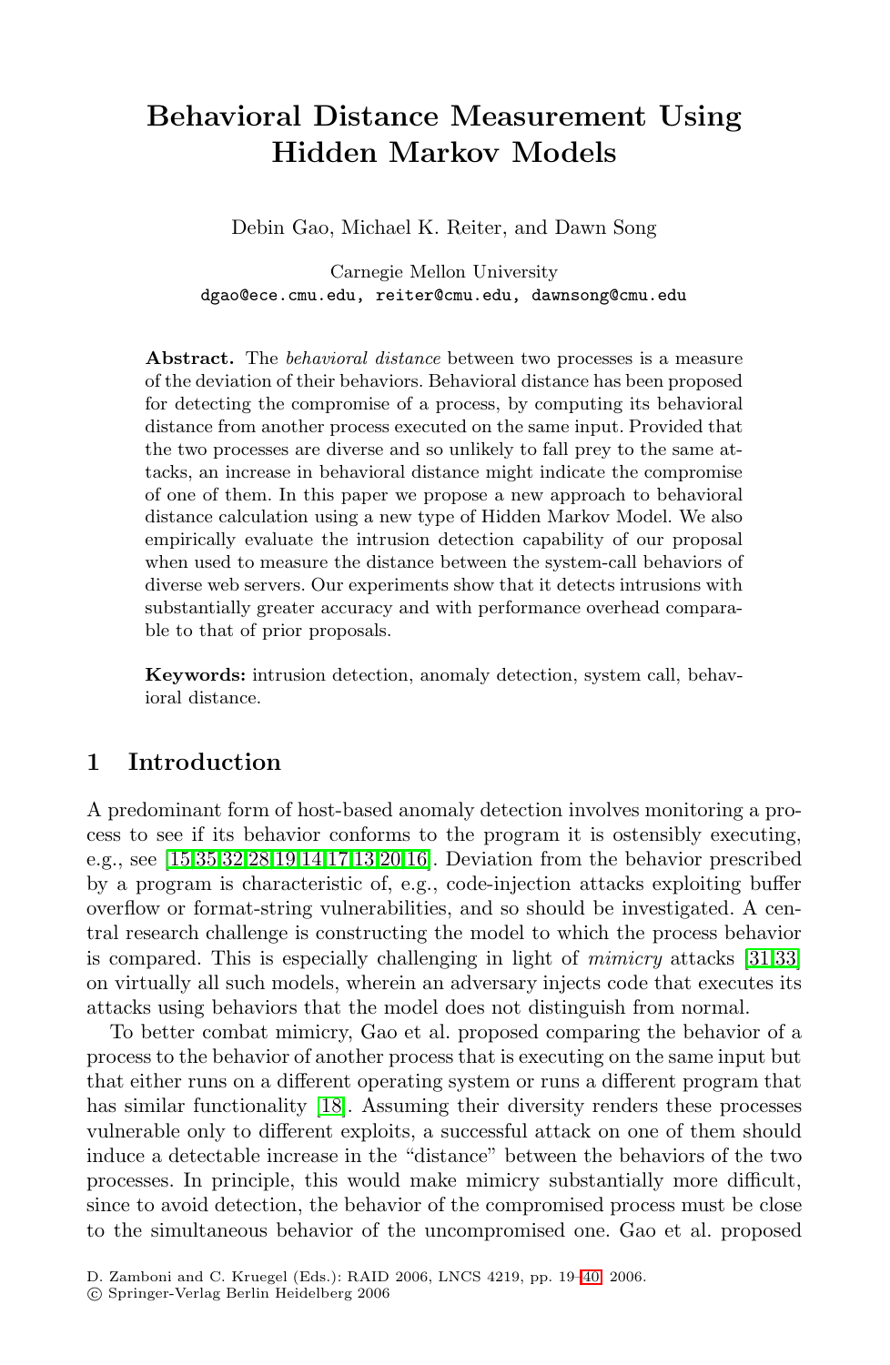# Behavioral Distance Measurement Using Hidden Markov Models

Debin Gao, Michael K. Reiter, and Dawn Song

Carnegie Mellon University
dgao@ece.cmu.edu, reiter@cmu.edu, dawnsong@cmu.edu

**Abstract.** The *behavioral distance* between two processes is a measure of the deviation of their behaviors. Behavioral distance has been proposed for detecting the compromise of a process, by computing its behavioral distance from another process executed on the same input. Provided that the two processes are diverse and so unlikely to fall prey to the same attacks, an increase in behavioral distance might indicate the compromise of one of them. In this paper we propose a new approach to behavioral distance calculation using a new type of Hidden Markov Model. We also empirically evaluate the intrusion detection capability of our proposal when used to measure the distance between the system-call behaviors of diverse web servers. Our experiments show that it detects intrusions with substantially greater accuracy and with performance overhead comparable to that of prior proposals.

**Keywords:** intrusion detection, anomaly detection, system call, behavioral distance.

## 1 Introduction

A predominant form of host-based anomaly detection involves monitoring a process to see if its behavior conforms to the program it is ostensibly executing, e.g., see [15,35,32,28,19,14,17,13,20,16]. Deviation from the behavior prescribed by a program is characteristic of, e.g., code-injection attacks exploiting buffer overflow or format-string vulnerabilities, and so should be investigated. A central research challenge is constructing the model to which the process behavior is compared. This is especially challenging in light of *mimicry* attacks [31,33] on virtually all such models, wherein an adversary injects code that executes its attacks using behaviors that the model does not distinguish from normal.

To better combat mimicry, Gao et al. proposed comparing the behavior of a process to the behavior of another process that is executing on the same input but that either runs on a different operating system or runs a different program that has similar functionality [18]. Assuming their diversity renders these processes vulnerable only to different exploits, a successful attack on one of them should induce a detectable increase in the "distance" between the behaviors of the two processes. In principle, this would make mimicry substantially more difficult, since to avoid detection, the behavior of the compromised process must be close to the simultaneous behavior of the uncompromised one. Gao et al. proposed

D. Zamboni and C. Kruegel (Eds.): RAID 2006, LNCS 4219, pp. 19–40, 2006.
© Springer-Verlag Berlin Heidelberg 2006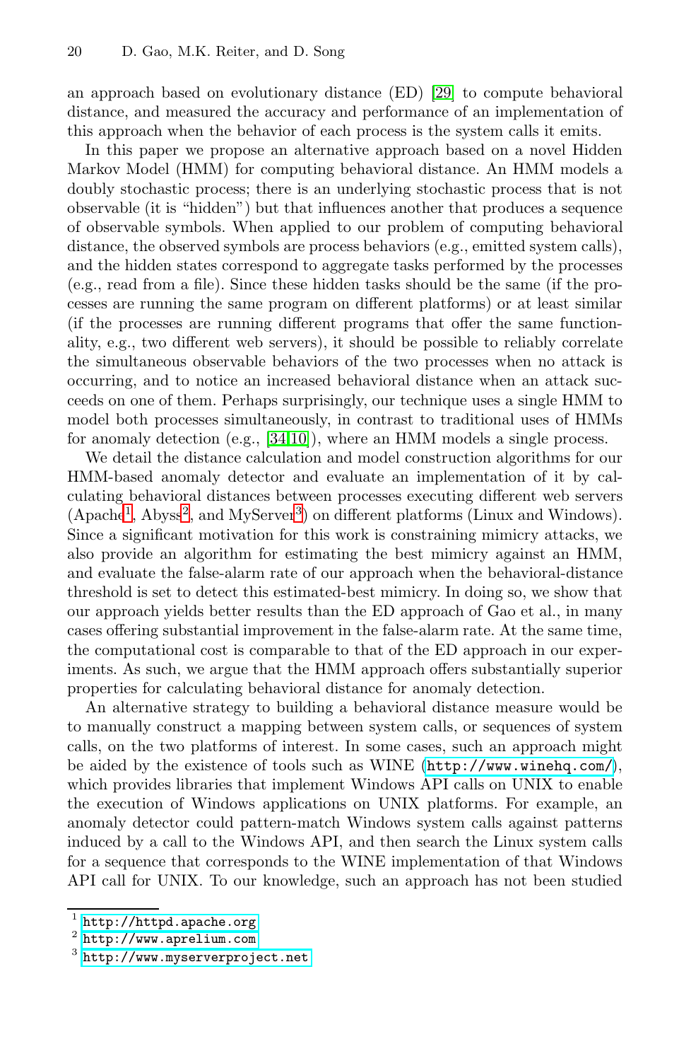an approach based on evolutionary distance (ED) [29] to compute behavioral distance, and measured the accuracy and performance of an implementation of this approach when the behavior of each process is the system calls it emits.

In this paper we propose an alternative approach based on a novel Hidden Markov Model (HMM) for computing behavioral distance. An HMM models a doubly stochastic process; there is an underlying stochastic process that is not observable (it is "hidden") but that influences another that produces a sequence of observable symbols. When applied to our problem of computing behavioral distance, the observed symbols are process behaviors (e.g., emitted system calls), and the hidden states correspond to aggregate tasks performed by the processes (e.g., read from a file). Since these hidden tasks should be the same (if the processes are running the same program on different platforms) or at least similar (if the processes are running different programs that offer the same functionality, e.g., two different web servers), it should be possible to reliably correlate the simultaneous observable behaviors of the two processes when no attack is occurring, and to notice an increased behavioral distance when an attack succeeds on one of them. Perhaps surprisingly, our technique uses a single HMM to model both processes simultaneously, in contrast to traditional uses of HMMs for anomaly detection (e.g., [34,10]), where an HMM models a single process.

We detail the distance calculation and model construction algorithms for our HMM-based anomaly detector and evaluate an implementation of it by calculating behavioral distances between processes executing different web servers (Apache[1], Abyss[2], and MyServer[3]) on different platforms (Linux and Windows). Since a significant motivation for this work is constraining mimicry attacks, we also provide an algorithm for estimating the best mimicry against an HMM, and evaluate the false-alarm rate of our approach when the behavioral-distance threshold is set to detect this estimated-best mimicry. In doing so, we show that our approach yields better results than the ED approach of Gao et al., in many cases offering substantial improvement in the false-alarm rate. At the same time, the computational cost is comparable to that of the ED approach in our experiments. As such, we argue that the HMM approach offers substantially superior properties for calculating behavioral distance for anomaly detection.

An alternative strategy to building a behavioral distance measure would be to manually construct a mapping between system calls, or sequences of system calls, on the two platforms of interest. In some cases, such an approach might be aided by the existence of tools such as WINE (http://www.winehq.com/), which provides libraries that implement Windows API calls on UNIX to enable the execution of Windows applications on UNIX platforms. For example, an anomaly detector could pattern-match Windows system calls against patterns induced by a call to the Windows API, and then search the Linux system calls for a sequence that corresponds to the WINE implementation of that Windows API call for UNIX. To our knowledge, such an approach has not been studied

[1] http://httpd.apache.org

[2] http://www.aprelium.com

[3] http://www.myserverproject.net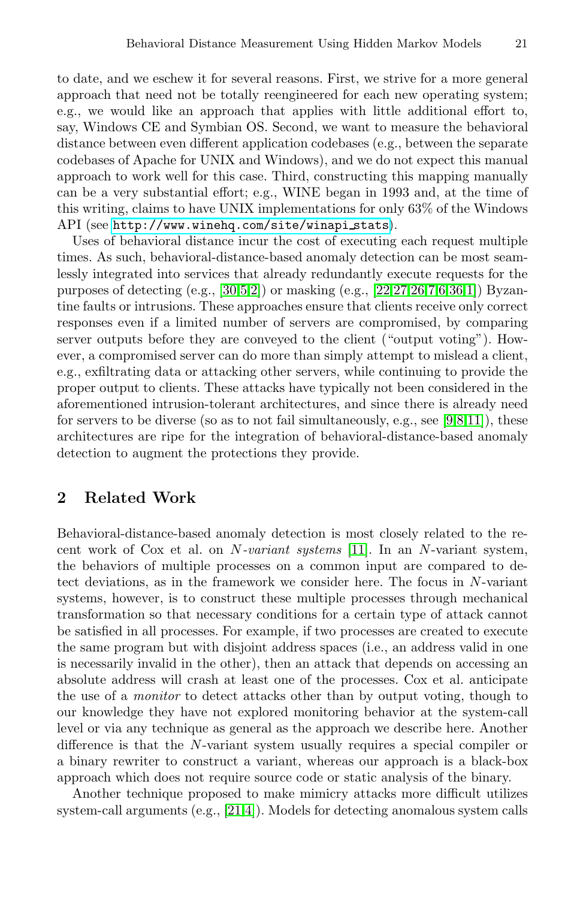to date, and we eschew it for several reasons. First, we strive for a more general approach that need not be totally reengineered for each new operating system; e.g., we would like an approach that applies with little additional effort to, say, Windows CE and Symbian OS. Second, we want to measure the behavioral distance between even different application codebases (e.g., between the separate codebases of Apache for UNIX and Windows), and we do not expect this manual approach to work well for this case. Third, constructing this mapping manually can be a very substantial effort; e.g., WINE began in 1993 and, at the time of this writing, claims to have UNIX implementations for only 63% of the Windows API (see http://www.winehq.com/site/winapi_stats).

Uses of behavioral distance incur the cost of executing each request multiple times. As such, behavioral-distance-based anomaly detection can be most seamlessly integrated into services that already redundantly execute requests for the purposes of detecting (e.g., [30,5,2]) or masking (e.g., [22,27,26,7,6,36,1]) Byzantine faults or intrusions. These approaches ensure that clients receive only correct responses even if a limited number of servers are compromised, by comparing server outputs before they are conveyed to the client ("output voting"). However, a compromised server can do more than simply attempt to mislead a client, e.g., exfiltrating data or attacking other servers, while continuing to provide the proper output to clients. These attacks have typically not been considered in the aforementioned intrusion-tolerant architectures, and since there is already need for servers to be diverse (so as to not fail simultaneously, e.g., see [9,8,11]), these architectures are ripe for the integration of behavioral-distance-based anomaly detection to augment the protections they provide.

## 2 Related Work

Behavioral-distance-based anomaly detection is most closely related to the recent work of Cox et al. on *N-variant systems* [11]. In an $N$-variant system, the behaviors of multiple processes on a common input are compared to detect deviations, as in the framework we consider here. The focus in $N$-variant systems, however, is to construct these multiple processes through mechanical transformation so that necessary conditions for a certain type of attack cannot be satisfied in all processes. For example, if two processes are created to execute the same program but with disjoint address spaces (i.e., an address valid in one is necessarily invalid in the other), then an attack that depends on accessing an absolute address will crash at least one of the processes. Cox et al. anticipate the use of a *monitor* to detect attacks other than by output voting, though to our knowledge they have not explored monitoring behavior at the system-call level or via any technique as general as the approach we describe here. Another difference is that the $N$-variant system usually requires a special compiler or a binary rewriter to construct a variant, whereas our approach is a black-box approach which does not require source code or static analysis of the binary.

Another technique proposed to make mimicry attacks more difficult utilizes system-call arguments (e.g., [21,4]). Models for detecting anomalous system calls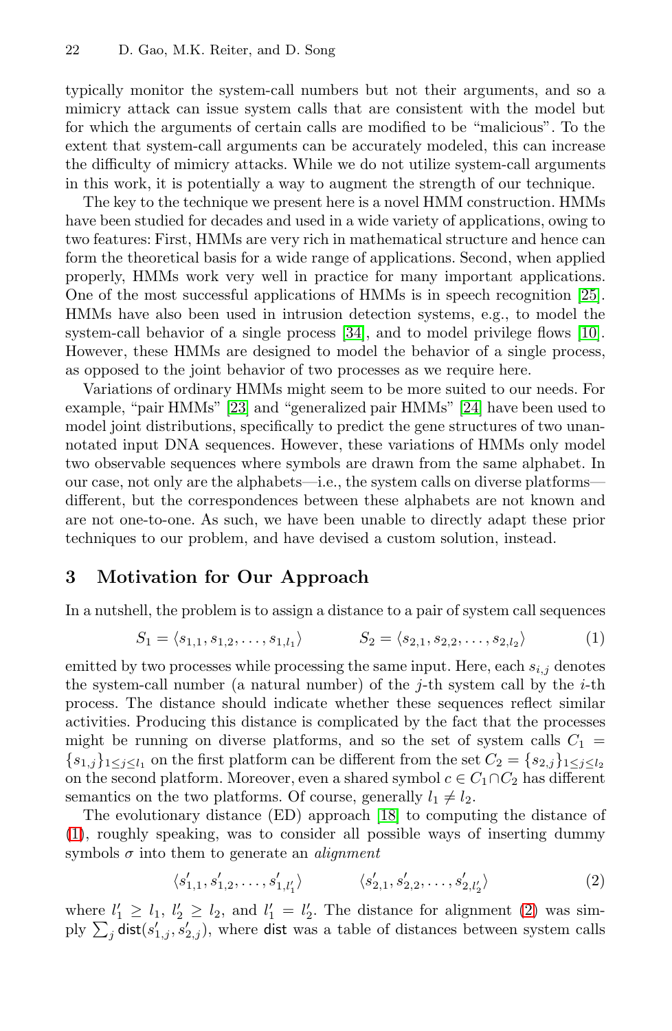typically monitor the system-call numbers but not their arguments, and so a mimicry attack can issue system calls that are consistent with the model but for which the arguments of certain calls are modified to be "malicious". To the extent that system-call arguments can be accurately modeled, this can increase the difficulty of mimicry attacks. While we do not utilize system-call arguments in this work, it is potentially a way to augment the strength of our technique.

The key to the technique we present here is a novel HMM construction. HMMs have been studied for decades and used in a wide variety of applications, owing to two features: First, HMMs are very rich in mathematical structure and hence can form the theoretical basis for a wide range of applications. Second, when applied properly, HMMs work very well in practice for many important applications. One of the most successful applications of HMMs is in speech recognition [25]. HMMs have also been used in intrusion detection systems, e.g., to model the system-call behavior of a single process [34], and to model privilege flows [10]. However, these HMMs are designed to model the behavior of a single process, as opposed to the joint behavior of two processes as we require here.

Variations of ordinary HMMs might seem to be more suited to our needs. For example, "pair HMMs" [23] and "generalized pair HMMs" [24] have been used to model joint distributions, specifically to predict the gene structures of two unannotated input DNA sequences. However, these variations of HMMs only model two observable sequences where symbols are drawn from the same alphabet. In our case, not only are the alphabets—i.e., the system calls on diverse platforms—different, but the correspondences between these alphabets are not known and are not one-to-one. As such, we have been unable to directly adapt these prior techniques to our problem, and have devised a custom solution, instead.

## 3 Motivation for Our Approach

In a nutshell, the problem is to assign a distance to a pair of system call sequences

$$S_1 = \langle s_{1,1}, s_{1,2}, \ldots, s_{1,l_1} \rangle \qquad S_2 = \langle s_{2,1}, s_{2,2}, \ldots, s_{2,l_2} \rangle \tag{1}$$

emitted by two processes while processing the same input. Here, each $s_{i,j}$ denotes the system-call number (a natural number) of the $j$-th system call by the $i$-th process. The distance should indicate whether these sequences reflect similar activities. Producing this distance is complicated by the fact that the processes might be running on diverse platforms, and so the set of system calls $C_1 = \{s_{1,j}\}_{1 \le j \le l_1}$ on the first platform can be different from the set $C_2 = \{s_{2,j}\}_{1 \le j \le l_2}$ on the second platform. Moreover, even a shared symbol $c \in C_1 \cap C_2$ has different semantics on the two platforms. Of course, generally $l_1 \ne l_2$.

The evolutionary distance (ED) approach [18] to computing the distance of (1), roughly speaking, was to consider all possible ways of inserting dummy symbols $\sigma$ into them to generate an *alignment*

$$\langle s'_{1,1}, s'_{1,2}, \ldots, s'_{1,l'_1} \rangle \qquad \langle s'_{2,1}, s'_{2,2}, \ldots, s'_{2,l'_2} \rangle \tag{2}$$

where $l'_1 \ge l_1$, $l'_2 \ge l_2$, and $l'_1 = l'_2$. The distance for alignment (2) was simply $\sum_j \mathsf{dist}(s'_{1,j}, s'_{2,j})$, where $\mathsf{dist}$ was a table of distances between system calls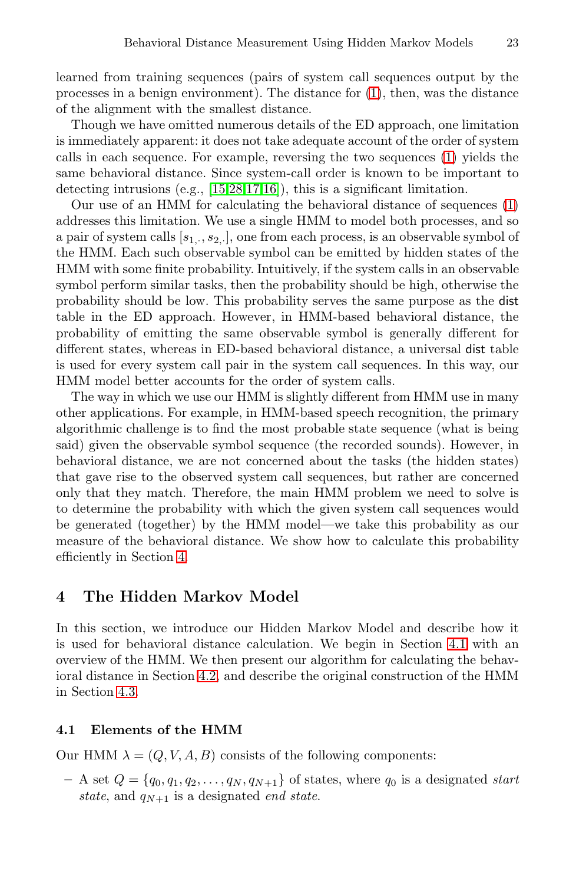learned from training sequences (pairs of system call sequences output by the processes in a benign environment). The distance for (1), then, was the distance of the alignment with the smallest distance.

Though we have omitted numerous details of the ED approach, one limitation is immediately apparent: it does not take adequate account of the order of system calls in each sequence. For example, reversing the two sequences (1) yields the same behavioral distance. Since system-call order is known to be important to detecting intrusions (e.g., [15,28,17,16]), this is a significant limitation.

Our use of an HMM for calculating the behavioral distance of sequences (1) addresses this limitation. We use a single HMM to model both processes, and so a pair of system calls $[s_{1,\cdot}, s_{2,\cdot}]$, one from each process, is an observable symbol of the HMM. Each such observable symbol can be emitted by hidden states of the HMM with some finite probability. Intuitively, if the system calls in an observable symbol perform similar tasks, then the probability should be high, otherwise the probability should be low. This probability serves the same purpose as the dist table in the ED approach. However, in HMM-based behavioral distance, the probability of emitting the same observable symbol is generally different for different states, whereas in ED-based behavioral distance, a universal dist table is used for every system call pair in the system call sequences. In this way, our HMM model better accounts for the order of system calls.

The way in which we use our HMM is slightly different from HMM use in many other applications. For example, in HMM-based speech recognition, the primary algorithmic challenge is to find the most probable state sequence (what is being said) given the observable symbol sequence (the recorded sounds). However, in behavioral distance, we are not concerned about the tasks (the hidden states) that gave rise to the observed system call sequences, but rather are concerned only that they match. Therefore, the main HMM problem we need to solve is to determine the probability with which the given system call sequences would be generated (together) by the HMM model—we take this probability as our measure of the behavioral distance. We show how to calculate this probability efficiently in Section 4.

## 4 The Hidden Markov Model

In this section, we introduce our Hidden Markov Model and describe how it is used for behavioral distance calculation. We begin in Section 4.1 with an overview of the HMM. We then present our algorithm for calculating the behavioral distance in Section 4.2, and describe the original construction of the HMM in Section 4.3.

### 4.1 Elements of the HMM

Our HMM $\lambda = (Q, V, A, B)$ consists of the following components:

– A set $Q = \{q_0, q_1, q_2, \ldots, q_N, q_{N+1}\}$ of states, where $q_0$ is a designated *start state*, and $q_{N+1}$ is a designated *end state*.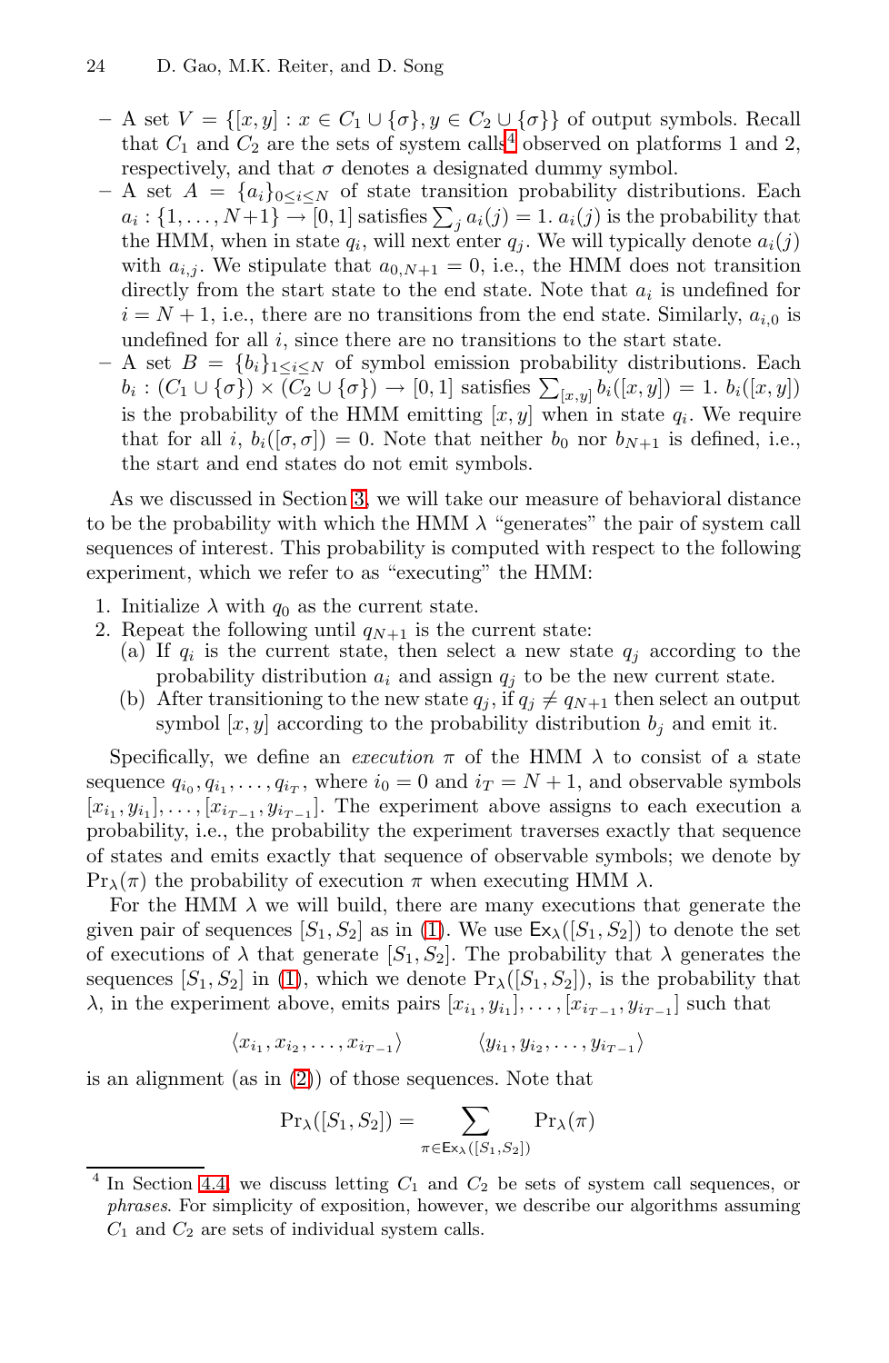- A set $V = \{[x, y] : x \in C_1 \cup \{\sigma\}, y \in C_2 \cup \{\sigma\}\}$ of output symbols. Recall that $C_1$ and $C_2$ are the sets of system calls[4] observed on platforms 1 and 2, respectively, and that $\sigma$ denotes a designated dummy symbol.
- A set $A = \{a_i\}_{0 \le i \le N}$ of state transition probability distributions. Each $a_i : \{1, \ldots, N+1\} \rightarrow [0, 1]$ satisfies $\sum_j a_i(j) = 1$. $a_i(j)$ is the probability that the HMM, when in state $q_i$, will next enter $q_j$. We will typically denote $a_i(j)$ with $a_{i,j}$. We stipulate that $a_{0,N+1} = 0$, i.e., the HMM does not transition directly from the start state to the end state. Note that $a_i$ is undefined for $i = N + 1$, i.e., there are no transitions from the end state. Similarly, $a_{i,0}$ is undefined for all $i$, since there are no transitions to the start state.
- A set $B = \{b_i\}_{1 \le i \le N}$ of symbol emission probability distributions. Each $b_i : (C_1 \cup \{\sigma\}) \times (C_2 \cup \{\sigma\}) \rightarrow [0, 1]$ satisfies $\sum_{[x,y]} b_i([x, y]) = 1$. $b_i([x, y])$ is the probability of the HMM emitting $[x, y]$ when in state $q_i$. We require that for all $i$, $b_i([\sigma, \sigma]) = 0$. Note that neither $b_0$ nor $b_{N+1}$ is defined, i.e., the start and end states do not emit symbols.

As we discussed in Section 3, we will take our measure of behavioral distance to be the probability with which the HMM $\lambda$ "generates" the pair of system call sequences of interest. This probability is computed with respect to the following experiment, which we refer to as "executing" the HMM:

1. Initialize $\lambda$ with $q_0$ as the current state.
2. Repeat the following until $q_{N+1}$ is the current state:
   (a) If $q_i$ is the current state, then select a new state $q_j$ according to the probability distribution $a_i$ and assign $q_j$ to be the new current state.
   (b) After transitioning to the new state $q_j$, if $q_j \neq q_{N+1}$ then select an output symbol $[x, y]$ according to the probability distribution $b_j$ and emit it.

Specifically, we define an *execution* $\pi$ of the HMM $\lambda$ to consist of a state sequence $q_{i_0}, q_{i_1}, \ldots, q_{i_T}$, where $i_0 = 0$ and $i_T = N + 1$, and observable symbols $[x_{i_1}, y_{i_1}], \ldots, [x_{i_{T-1}}, y_{i_{T-1}}]$. The experiment above assigns to each execution a probability, i.e., the probability the experiment traverses exactly that sequence of states and emits exactly that sequence of observable symbols; we denote by $\Pr_\lambda(\pi)$ the probability of execution $\pi$ when executing HMM $\lambda$.

For the HMM $\lambda$ we will build, there are many executions that generate the given pair of sequences $[S_1, S_2]$ as in (1). We use $\mathsf{Ex}_\lambda([S_1, S_2])$ to denote the set of executions of $\lambda$ that generate $[S_1, S_2]$. The probability that $\lambda$ generates the sequences $[S_1, S_2]$ in (1), which we denote $\Pr_\lambda([S_1, S_2])$, is the probability that $\lambda$, in the experiment above, emits pairs $[x_{i_1}, y_{i_1}], \ldots, [x_{i_{T-1}}, y_{i_{T-1}}]$ such that

$$\langle x_{i_1}, x_{i_2}, \ldots, x_{i_{T-1}} \rangle \qquad \langle y_{i_1}, y_{i_2}, \ldots, y_{i_{T-1}} \rangle$$

is an alignment (as in (2)) of those sequences. Note that

$$\Pr_\lambda([S_1, S_2]) = \sum_{\pi \in \mathsf{Ex}_\lambda([S_1, S_2])} \Pr_\lambda(\pi)$$

[4] In Section 4.4 we discuss letting $C_1$ and $C_2$ be sets of system call sequences, or *phrases*. For simplicity of exposition, however, we describe our algorithms assuming $C_1$ and $C_2$ are sets of individual system calls.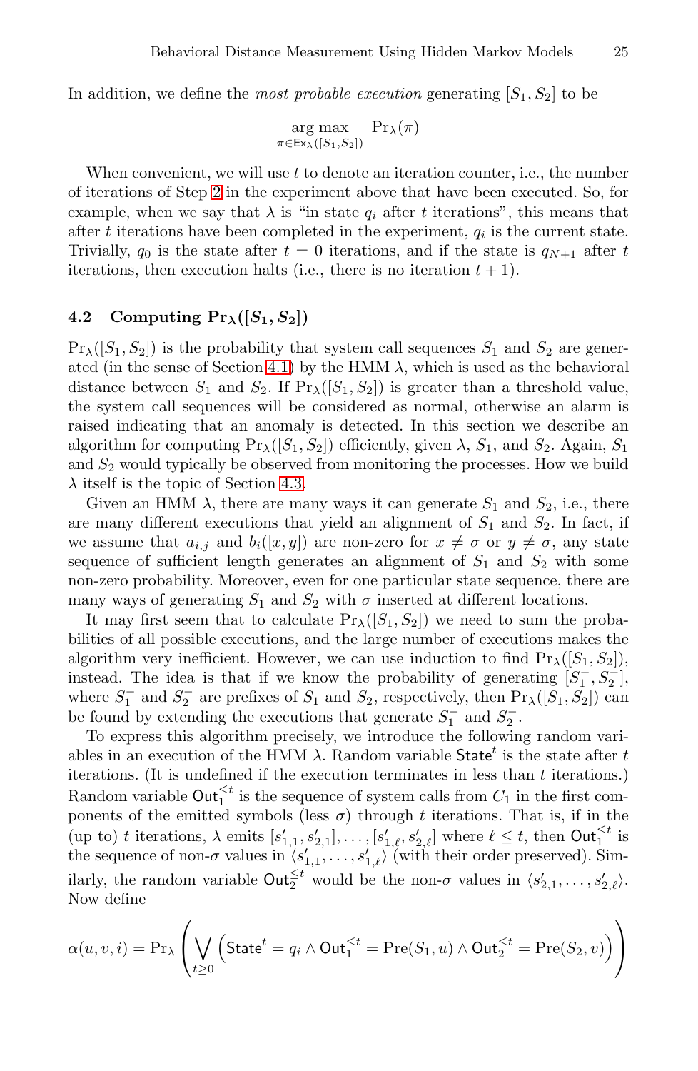In addition, we define the *most probable execution* generating $[S_1, S_2]$ to be

$$\underset{\pi \in \mathsf{Ex}_\lambda([S_1,S_2])}{\arg\max} \quad \Pr_\lambda(\pi)$$

When convenient, we will use $t$ to denote an iteration counter, i.e., the number of iterations of Step 2 in the experiment above that have been executed. So, for example, when we say that $\lambda$ is "in state $q_i$ after $t$ iterations", this means that after $t$ iterations have been completed in the experiment, $q_i$ is the current state. Trivially, $q_0$ is the state after $t = 0$ iterations, and if the state is $q_{N+1}$ after $t$ iterations, then execution halts (i.e., there is no iteration $t + 1$).

### 4.2 Computing $\Pr_\lambda([S_1, S_2])$

$\Pr_\lambda([S_1, S_2])$ is the probability that system call sequences $S_1$ and $S_2$ are generated (in the sense of Section 4.1) by the HMM $\lambda$, which is used as the behavioral distance between $S_1$ and $S_2$. If $\Pr_\lambda([S_1, S_2])$ is greater than a threshold value, the system call sequences will be considered as normal, otherwise an alarm is raised indicating that an anomaly is detected. In this section we describe an algorithm for computing $\Pr_\lambda([S_1, S_2])$ efficiently, given $\lambda$, $S_1$, and $S_2$. Again, $S_1$ and $S_2$ would typically be observed from monitoring the processes. How we build $\lambda$ itself is the topic of Section 4.3.

Given an HMM $\lambda$, there are many ways it can generate $S_1$ and $S_2$, i.e., there are many different executions that yield an alignment of $S_1$ and $S_2$. In fact, if we assume that $a_{i,j}$ and $b_i([x, y])$ are non-zero for $x \neq \sigma$ or $y \neq \sigma$, any state sequence of sufficient length generates an alignment of $S_1$ and $S_2$ with some non-zero probability. Moreover, even for one particular state sequence, there are many ways of generating $S_1$ and $S_2$ with $\sigma$ inserted at different locations.

It may first seem that to calculate $\Pr_\lambda([S_1, S_2])$ we need to sum the probabilities of all possible executions, and the large number of executions makes the algorithm very inefficient. However, we can use induction to find $\Pr_\lambda([S_1, S_2])$, instead. The idea is that if we know the probability of generating $[S_1^-, S_2^-]$, where $S_1^-$ and $S_2^-$ are prefixes of $S_1$ and $S_2$, respectively, then $\Pr_\lambda([S_1, S_2])$ can be found by extending the executions that generate $S_1^-$ and $S_2^-$.

To express this algorithm precisely, we introduce the following random variables in an execution of the HMM $\lambda$. Random variable $\mathsf{State}^t$ is the state after $t$ iterations. (It is undefined if the execution terminates in less than $t$ iterations.) Random variable $\mathsf{Out}_1^{\le t}$ is the sequence of system calls from $C_1$ in the first components of the emitted symbols (less $\sigma$) through $t$ iterations. That is, if in the (up to) $t$ iterations, $\lambda$ emits $[s'_{1,1}, s'_{2,1}], \ldots, [s'_{1,\ell}, s'_{2,\ell}]$ where $\ell \le t$, then $\mathsf{Out}_1^{\le t}$ is the sequence of non-$\sigma$ values in $\langle s'_{1,1}, \ldots, s'_{1,\ell}\rangle$ (with their order preserved). Similarly, the random variable $\mathsf{Out}_2^{\le t}$ would be the non-$\sigma$ values in $\langle s'_{2,1}, \ldots, s'_{2,\ell}\rangle$. Now define

$$\alpha(u, v, i) = \Pr_\lambda\left(\bigvee_{t \ge 0}\left(\mathsf{State}^t = q_i \wedge \mathsf{Out}_1^{\le t} = \mathrm{Pre}(S_1, u) \wedge \mathsf{Out}_2^{\le t} = \mathrm{Pre}(S_2, v)\right)\right)$$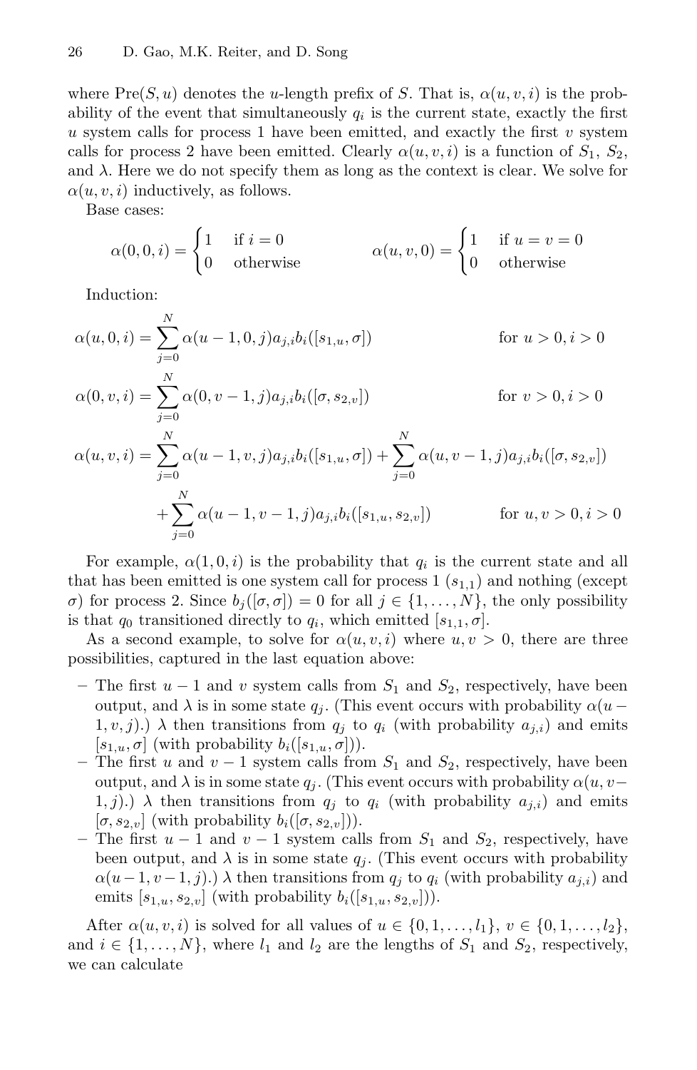where $\text{Pre}(S, u)$ denotes the $u$-length prefix of $S$. That is, $\alpha(u, v, i)$ is the probability of the event that simultaneously $q_i$ is the current state, exactly the first $u$ system calls for process 1 have been emitted, and exactly the first $v$ system calls for process 2 have been emitted. Clearly $\alpha(u, v, i)$ is a function of $S_1$, $S_2$, and $\lambda$. Here we do not specify them as long as the context is clear. We solve for $\alpha(u, v, i)$ inductively, as follows.

Base cases:

$$\alpha(0,0,i) = \begin{cases} 1 & \text{if } i = 0 \\ 0 & \text{otherwise} \end{cases} \qquad \alpha(u,v,0) = \begin{cases} 1 & \text{if } u = v = 0 \\ 0 & \text{otherwise} \end{cases}$$

Induction:

$$\alpha(u,0,i) = \sum_{j=0}^{N} \alpha(u-1,0,j) a_{j,i} b_i([s_{1,u}, \sigma]) \qquad \text{for } u > 0, i > 0$$

$$\alpha(0,v,i) = \sum_{j=0}^{N} \alpha(0,v-1,j) a_{j,i} b_i([\sigma, s_{2,v}]) \qquad \text{for } v > 0, i > 0$$

$$\begin{aligned}\alpha(u,v,i) = &\sum_{j=0}^{N} \alpha(u-1,v,j) a_{j,i} b_i([s_{1,u}, \sigma]) + \sum_{j=0}^{N} \alpha(u,v-1,j) a_{j,i} b_i([\sigma, s_{2,v}]) \\ &+ \sum_{j=0}^{N} \alpha(u-1,v-1,j) a_{j,i} b_i([s_{1,u}, s_{2,v}]) \qquad \text{for } u, v > 0, i > 0\end{aligned}$$

For example, $\alpha(1, 0, i)$ is the probability that $q_i$ is the current state and all that has been emitted is one system call for process 1 ($s_{1,1}$) and nothing (except $\sigma$) for process 2. Since $b_j([\sigma, \sigma]) = 0$ for all $j \in \{1, \ldots, N\}$, the only possibility is that $q_0$ transitioned directly to $q_i$, which emitted $[s_{1,1}, \sigma]$.

As a second example, to solve for $\alpha(u, v, i)$ where $u, v > 0$, there are three possibilities, captured in the last equation above:

- The first $u - 1$ and $v$ system calls from $S_1$ and $S_2$, respectively, have been output, and $\lambda$ is in some state $q_j$. (This event occurs with probability $\alpha(u-1, v, j)$.) $\lambda$ then transitions from $q_j$ to $q_i$ (with probability $a_{j,i}$) and emits $[s_{1,u}, \sigma]$ (with probability $b_i([s_{1,u}, \sigma])$).
- The first $u$ and $v - 1$ system calls from $S_1$ and $S_2$, respectively, have been output, and $\lambda$ is in some state $q_j$. (This event occurs with probability $\alpha(u, v-1, j)$.) $\lambda$ then transitions from $q_j$ to $q_i$ (with probability $a_{j,i}$) and emits $[\sigma, s_{2,v}]$ (with probability $b_i([\sigma, s_{2,v}])$).
- The first $u - 1$ and $v - 1$ system calls from $S_1$ and $S_2$, respectively, have been output, and $\lambda$ is in some state $q_j$. (This event occurs with probability $\alpha(u-1, v-1, j)$.) $\lambda$ then transitions from $q_j$ to $q_i$ (with probability $a_{j,i}$) and emits $[s_{1,u}, s_{2,v}]$ (with probability $b_i([s_{1,u}, s_{2,v}])$).

After $\alpha(u, v, i)$ is solved for all values of $u \in \{0, 1, \ldots, l_1\}$, $v \in \{0, 1, \ldots, l_2\}$, and $i \in \{1, \ldots, N\}$, where $l_1$ and $l_2$ are the lengths of $S_1$ and $S_2$, respectively, we can calculate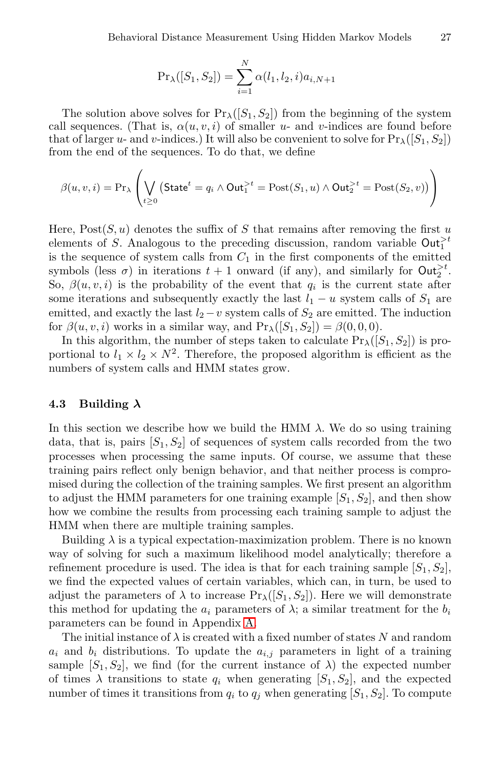$$\Pr_\lambda([S_1, S_2]) = \sum_{i=1}^{N} \alpha(l_1, l_2, i) a_{i,N+1}$$

The solution above solves for $\Pr_\lambda([S_1, S_2])$ from the beginning of the system call sequences. (That is, $\alpha(u, v, i)$ of smaller $u$- and $v$-indices are found before that of larger $u$- and $v$-indices.) It will also be convenient to solve for $\Pr_\lambda([S_1, S_2])$ from the end of the sequences. To do that, we define

$$\beta(u, v, i) = \Pr_\lambda \left( \bigvee_{t \geq 0} \left( \mathsf{State}^t = q_i \wedge \mathsf{Out}_1^{>t} = \text{Post}(S_1, u) \wedge \mathsf{Out}_2^{>t} = \text{Post}(S_2, v) \right) \right)$$

Here, $\text{Post}(S, u)$ denotes the suffix of $S$ that remains after removing the first $u$ elements of $S$. Analogous to the preceding discussion, random variable $\mathsf{Out}_1^{>t}$ is the sequence of system calls from $C_1$ in the first components of the emitted symbols (less $\sigma$) in iterations $t + 1$ onward (if any), and similarly for $\mathsf{Out}_2^{>t}$. So, $\beta(u, v, i)$ is the probability of the event that $q_i$ is the current state after some iterations and subsequently exactly the last $l_1 - u$ system calls of $S_1$ are emitted, and exactly the last $l_2 - v$ system calls of $S_2$ are emitted. The induction for $\beta(u, v, i)$ works in a similar way, and $\Pr_\lambda([S_1, S_2]) = \beta(0, 0, 0)$.

In this algorithm, the number of steps taken to calculate $\Pr_\lambda([S_1, S_2])$ is proportional to $l_1 \times l_2 \times N^2$. Therefore, the proposed algorithm is efficient as the numbers of system calls and HMM states grow.

### 4.3 Building $\lambda$

In this section we describe how we build the HMM $\lambda$. We do so using training data, that is, pairs $[S_1, S_2]$ of sequences of system calls recorded from the two processes when processing the same inputs. Of course, we assume that these training pairs reflect only benign behavior, and that neither process is compromised during the collection of the training samples. We first present an algorithm to adjust the HMM parameters for one training example $[S_1, S_2]$, and then show how we combine the results from processing each training sample to adjust the HMM when there are multiple training samples.

Building $\lambda$ is a typical expectation-maximization problem. There is no known way of solving for such a maximum likelihood model analytically; therefore a refinement procedure is used. The idea is that for each training sample $[S_1, S_2]$, we find the expected values of certain variables, which can, in turn, be used to adjust the parameters of $\lambda$ to increase $\Pr_\lambda([S_1, S_2])$. Here we will demonstrate this method for updating the $a_i$ parameters of $\lambda$; a similar treatment for the $b_i$ parameters can be found in Appendix A.

The initial instance of $\lambda$ is created with a fixed number of states $N$ and random $a_i$ and $b_i$ distributions. To update the $a_{i,j}$ parameters in light of a training sample $[S_1, S_2]$, we find (for the current instance of $\lambda$) the expected number of times $\lambda$ transitions to state $q_i$ when generating $[S_1, S_2]$, and the expected number of times it transitions from $q_i$ to $q_j$ when generating $[S_1, S_2]$. To compute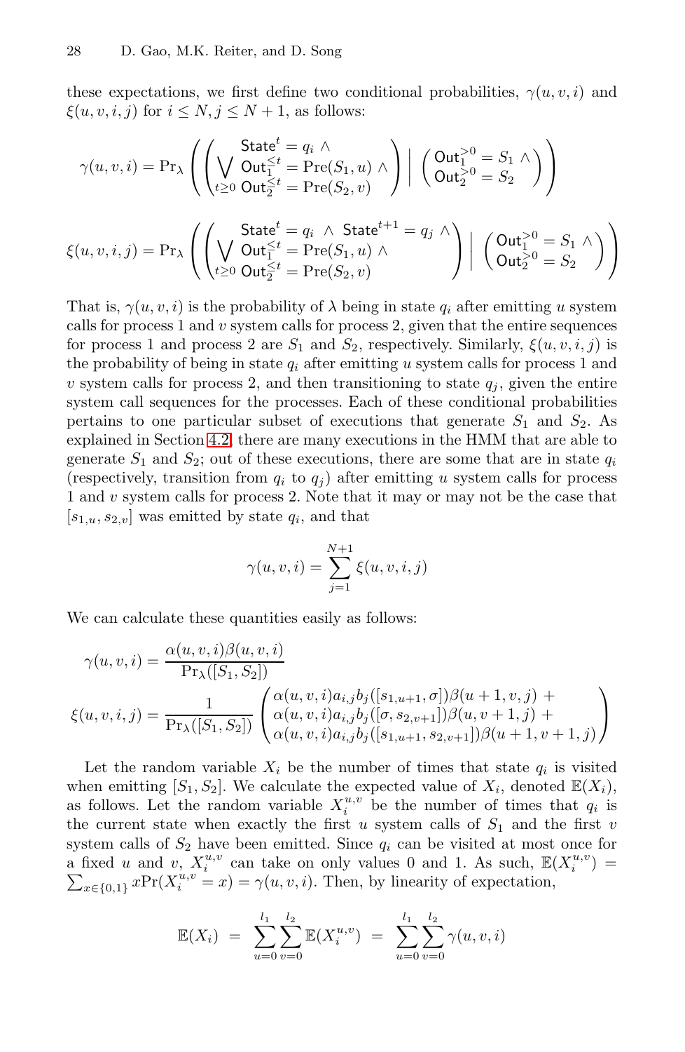these expectations, we first define two conditional probabilities, $\gamma(u, v, i)$ and $\xi(u, v, i, j)$ for $i \leq N, j \leq N+1$, as follows:

$$\gamma(u,v,i) = \Pr_\lambda\left(\left(\bigvee_{t\geq 0} \begin{array}{l}\mathsf{State}^t = q_i \wedge \\ \mathsf{Out}_1^{\leq t} = \mathrm{Pre}(S_1, u) \wedge \\ \mathsf{Out}_2^{\leq t} = \mathrm{Pre}(S_2, v)\end{array}\right) \,\middle|\, \left(\begin{array}{l}\mathsf{Out}_1^{>0} = S_1 \wedge \\ \mathsf{Out}_2^{>0} = S_2\end{array}\right)\right)$$

$$\xi(u,v,i,j) = \Pr_\lambda\left(\left(\bigvee_{t\geq 0} \begin{array}{l}\mathsf{State}^t = q_i \ \wedge \ \mathsf{State}^{t+1} = q_j \ \wedge \\ \mathsf{Out}_1^{\leq t} = \mathrm{Pre}(S_1, u) \wedge \\ \mathsf{Out}_2^{\leq t} = \mathrm{Pre}(S_2, v)\end{array}\right) \,\middle|\, \left(\begin{array}{l}\mathsf{Out}_1^{>0} = S_1 \wedge \\ \mathsf{Out}_2^{>0} = S_2\end{array}\right)\right)$$

That is, $\gamma(u, v, i)$ is the probability of $\lambda$ being in state $q_i$ after emitting $u$ system calls for process 1 and $v$ system calls for process 2, given that the entire sequences for process 1 and process 2 are $S_1$ and $S_2$, respectively. Similarly, $\xi(u, v, i, j)$ is the probability of being in state $q_i$ after emitting $u$ system calls for process 1 and $v$ system calls for process 2, and then transitioning to state $q_j$, given the entire system call sequences for the processes. Each of these conditional probabilities pertains to one particular subset of executions that generate $S_1$ and $S_2$. As explained in Section 4.2, there are many executions in the HMM that are able to generate $S_1$ and $S_2$; out of these executions, there are some that are in state $q_i$ (respectively, transition from $q_i$ to $q_j$) after emitting $u$ system calls for process 1 and $v$ system calls for process 2. Note that it may or may not be the case that $[s_{1,u}, s_{2,v}]$ was emitted by state $q_i$, and that

$$\gamma(u, v, i) = \sum_{j=1}^{N+1} \xi(u, v, i, j)$$

We can calculate these quantities easily as follows:

$$\gamma(u,v,i) = \frac{\alpha(u,v,i)\beta(u,v,i)}{\Pr_\lambda([S_1,S_2])}$$

$$\xi(u,v,i,j) = \frac{1}{\Pr_\lambda([S_1,S_2])}\begin{pmatrix}\alpha(u,v,i)a_{i,j}b_j([s_{1,u+1},\sigma])\beta(u+1,v,j) + \\ \alpha(u,v,i)a_{i,j}b_j([\sigma,s_{2,v+1}])\beta(u,v+1,j) + \\ \alpha(u,v,i)a_{i,j}b_j([s_{1,u+1},s_{2,v+1}])\beta(u+1,v+1,j)\end{pmatrix}$$

Let the random variable $X_i$ be the number of times that state $q_i$ is visited when emitting $[S_1, S_2]$. We calculate the expected value of $X_i$, denoted $\mathbb{E}(X_i)$, as follows. Let the random variable $X_i^{u,v}$ be the number of times that $q_i$ is the current state when exactly the first $u$ system calls of $S_1$ and the first $v$ system calls of $S_2$ have been emitted. Since $q_i$ can be visited at most once for a fixed $u$ and $v$, $X_i^{u,v}$ can take on only values 0 and 1. As such, $\mathbb{E}(X_i^{u,v}) = \sum_{x\in\{0,1\}} x\Pr(X_i^{u,v} = x) = \gamma(u, v, i)$. Then, by linearity of expectation,

$$\mathbb{E}(X_i) \ = \ \sum_{u=0}^{l_1}\sum_{v=0}^{l_2}\mathbb{E}(X_i^{u,v}) \ = \ \sum_{u=0}^{l_1}\sum_{v=0}^{l_2}\gamma(u,v,i)$$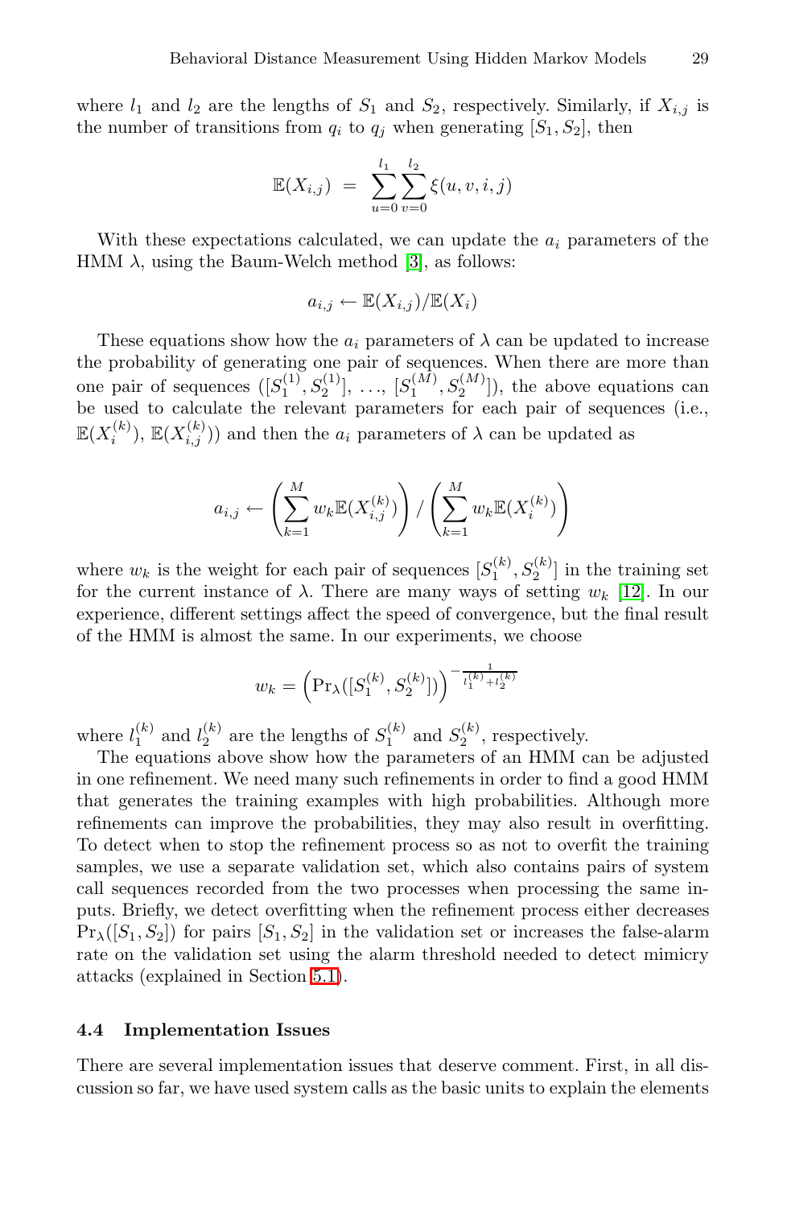where $l_1$ and $l_2$ are the lengths of $S_1$ and $S_2$, respectively. Similarly, if $X_{i,j}$ is the number of transitions from $q_i$ to $q_j$ when generating $[S_1, S_2]$, then

$$\mathbb{E}(X_{i,j}) \;=\; \sum_{u=0}^{l_1}\sum_{v=0}^{l_2} \xi(u, v, i, j)$$

With these expectations calculated, we can update the $a_i$ parameters of the HMM $\lambda$, using the Baum-Welch method [3], as follows:

$$a_{i,j} \leftarrow \mathbb{E}(X_{i,j})/\mathbb{E}(X_i)$$

These equations show how the $a_i$ parameters of $\lambda$ can be updated to increase the probability of generating one pair of sequences. When there are more than one pair of sequences ($[S_1^{(1)}, S_2^{(1)}]$, ..., $[S_1^{(M)}, S_2^{(M)}]$), the above equations can be used to calculate the relevant parameters for each pair of sequences (i.e., $\mathbb{E}(X_i^{(k)})$, $\mathbb{E}(X_{i,j}^{(k)})$) and then the $a_i$ parameters of $\lambda$ can be updated as

$$a_{i,j} \leftarrow \left(\sum_{k=1}^{M} w_k \mathbb{E}(X_{i,j}^{(k)})\right) / \left(\sum_{k=1}^{M} w_k \mathbb{E}(X_i^{(k)})\right)$$

where $w_k$ is the weight for each pair of sequences $[S_1^{(k)}, S_2^{(k)}]$ in the training set for the current instance of $\lambda$. There are many ways of setting $w_k$ [12]. In our experience, different settings affect the speed of convergence, but the final result of the HMM is almost the same. In our experiments, we choose

$$w_k = \left(\Pr_\lambda([S_1^{(k)}, S_2^{(k)}])\right)^{-\frac{1}{l_1^{(k)}+l_2^{(k)}}}$$

where $l_1^{(k)}$ and $l_2^{(k)}$ are the lengths of $S_1^{(k)}$ and $S_2^{(k)}$, respectively.

The equations above show how the parameters of an HMM can be adjusted in one refinement. We need many such refinements in order to find a good HMM that generates the training examples with high probabilities. Although more refinements can improve the probabilities, they may also result in overfitting. To detect when to stop the refinement process so as not to overfit the training samples, we use a separate validation set, which also contains pairs of system call sequences recorded from the two processes when processing the same inputs. Briefly, we detect overfitting when the refinement process either decreases $\Pr_\lambda([S_1, S_2])$ for pairs $[S_1, S_2]$ in the validation set or increases the false-alarm rate on the validation set using the alarm threshold needed to detect mimicry attacks (explained in Section 5.1).

### 4.4 Implementation Issues

There are several implementation issues that deserve comment. First, in all discussion so far, we have used system calls as the basic units to explain the elements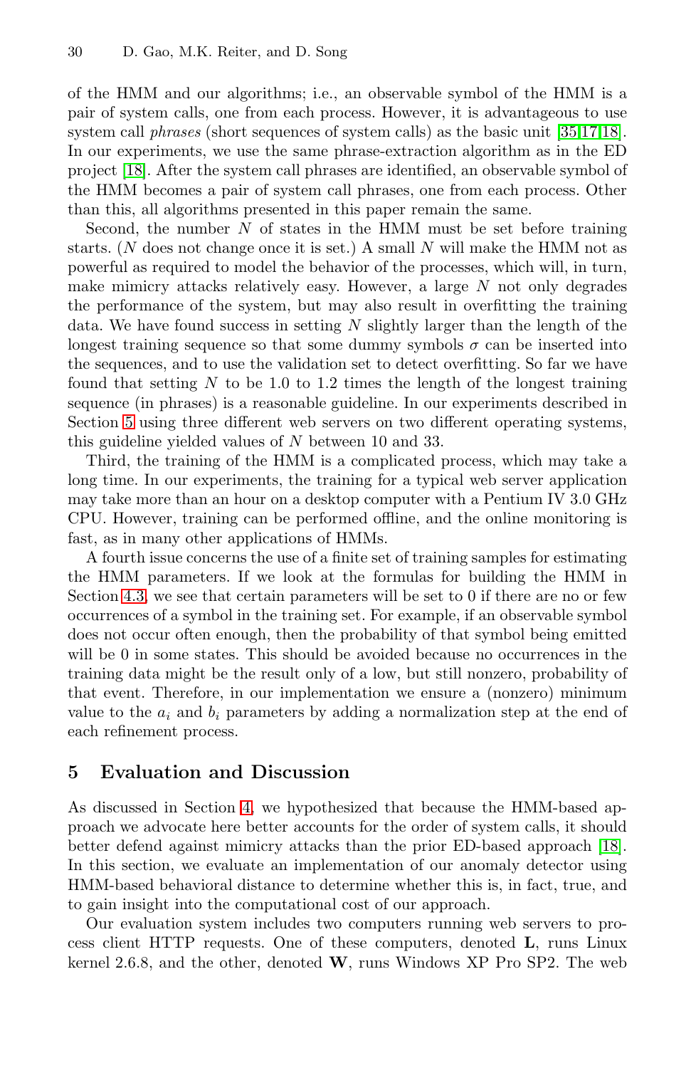of the HMM and our algorithms; i.e., an observable symbol of the HMM is a pair of system calls, one from each process. However, it is advantageous to use system call *phrases* (short sequences of system calls) as the basic unit [35,17,18]. In our experiments, we use the same phrase-extraction algorithm as in the ED project [18]. After the system call phrases are identified, an observable symbol of the HMM becomes a pair of system call phrases, one from each process. Other than this, all algorithms presented in this paper remain the same.

Second, the number $N$ of states in the HMM must be set before training starts. ($N$ does not change once it is set.) A small $N$ will make the HMM not as powerful as required to model the behavior of the processes, which will, in turn, make mimicry attacks relatively easy. However, a large $N$ not only degrades the performance of the system, but may also result in overfitting the training data. We have found success in setting $N$ slightly larger than the length of the longest training sequence so that some dummy symbols $\sigma$ can be inserted into the sequences, and to use the validation set to detect overfitting. So far we have found that setting $N$ to be 1.0 to 1.2 times the length of the longest training sequence (in phrases) is a reasonable guideline. In our experiments described in Section 5 using three different web servers on two different operating systems, this guideline yielded values of $N$ between 10 and 33.

Third, the training of the HMM is a complicated process, which may take a long time. In our experiments, the training for a typical web server application may take more than an hour on a desktop computer with a Pentium IV 3.0 GHz CPU. However, training can be performed offline, and the online monitoring is fast, as in many other applications of HMMs.

A fourth issue concerns the use of a finite set of training samples for estimating the HMM parameters. If we look at the formulas for building the HMM in Section 4.3, we see that certain parameters will be set to 0 if there are no or few occurrences of a symbol in the training set. For example, if an observable symbol does not occur often enough, then the probability of that symbol being emitted will be 0 in some states. This should be avoided because no occurrences in the training data might be the result only of a low, but still nonzero, probability of that event. Therefore, in our implementation we ensure a (nonzero) minimum value to the $a_i$ and $b_i$ parameters by adding a normalization step at the end of each refinement process.

## 5 Evaluation and Discussion

As discussed in Section 4, we hypothesized that because the HMM-based approach we advocate here better accounts for the order of system calls, it should better defend against mimicry attacks than the prior ED-based approach [18]. In this section, we evaluate an implementation of our anomaly detector using HMM-based behavioral distance to determine whether this is, in fact, true, and to gain insight into the computational cost of our approach.

Our evaluation system includes two computers running web servers to process client HTTP requests. One of these computers, denoted **L**, runs Linux kernel 2.6.8, and the other, denoted **W**, runs Windows XP Pro SP2. The web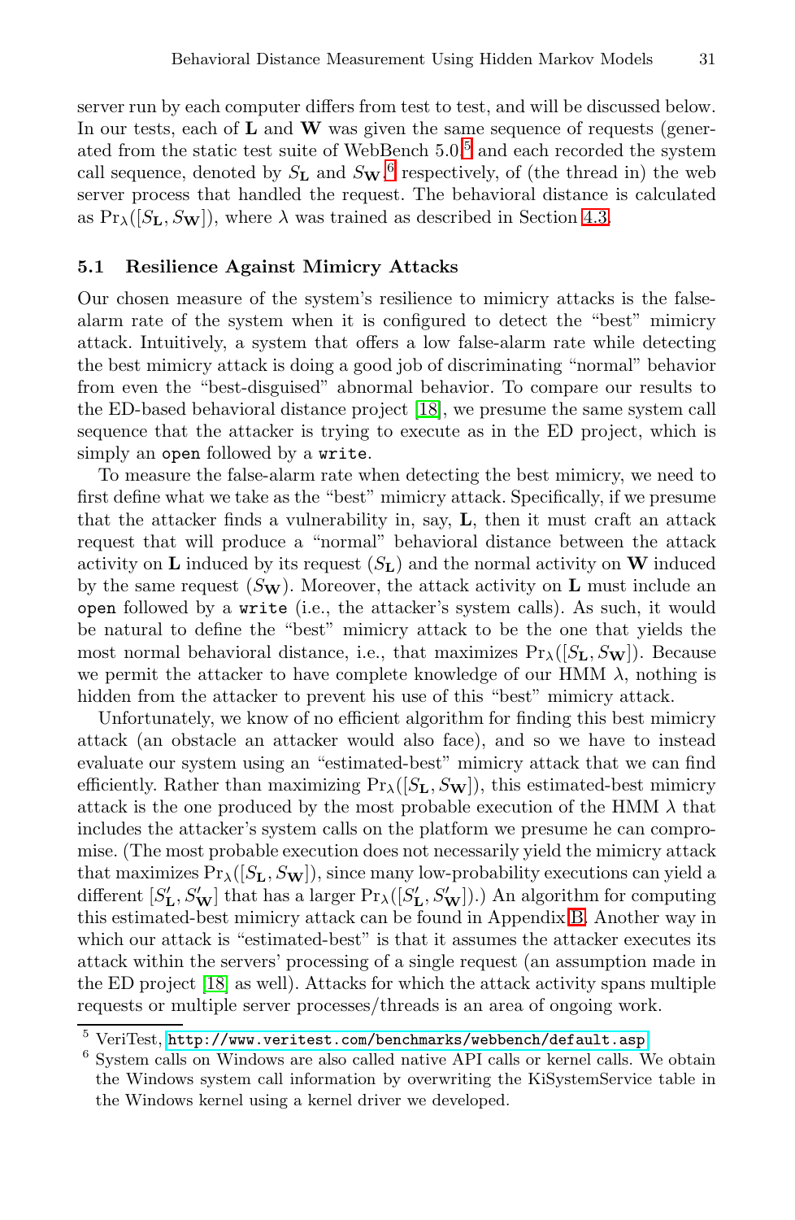server run by each computer differs from test to test, and will be discussed below. In our tests, each of $\mathbf{L}$ and $\mathbf{W}$ was given the same sequence of requests (generated from the static test suite of WebBench 5.0,[5] and each recorded the system call sequence, denoted by $S_{\mathbf{L}}$ and $S_{\mathbf{W}}$,[6] respectively, of (the thread in) the web server process that handled the request. The behavioral distance is calculated as $\Pr_\lambda([S_{\mathbf{L}}, S_{\mathbf{W}}])$, where $\lambda$ was trained as described in Section 4.3.

### 5.1 Resilience Against Mimicry Attacks

Our chosen measure of the system's resilience to mimicry attacks is the false-alarm rate of the system when it is configured to detect the "best" mimicry attack. Intuitively, a system that offers a low false-alarm rate while detecting the best mimicry attack is doing a good job of discriminating "normal" behavior from even the "best-disguised" abnormal behavior. To compare our results to the ED-based behavioral distance project [18], we presume the same system call sequence that the attacker is trying to execute as in the ED project, which is simply an `open` followed by a `write`.

To measure the false-alarm rate when detecting the best mimicry, we need to first define what we take as the "best" mimicry attack. Specifically, if we presume that the attacker finds a vulnerability in, say, $\mathbf{L}$, then it must craft an attack request that will produce a "normal" behavioral distance between the attack activity on $\mathbf{L}$ induced by its request ($S_{\mathbf{L}}$) and the normal activity on $\mathbf{W}$ induced by the same request ($S_{\mathbf{W}}$). Moreover, the attack activity on $\mathbf{L}$ must include an `open` followed by a `write` (i.e., the attacker's system calls). As such, it would be natural to define the "best" mimicry attack to be the one that yields the most normal behavioral distance, i.e., that maximizes $\Pr_\lambda([S_{\mathbf{L}}, S_{\mathbf{W}}])$. Because we permit the attacker to have complete knowledge of our HMM $\lambda$, nothing is hidden from the attacker to prevent his use of this "best" mimicry attack.

Unfortunately, we know of no efficient algorithm for finding this best mimicry attack (an obstacle an attacker would also face), and so we have to instead evaluate our system using an "estimated-best" mimicry attack that we can find efficiently. Rather than maximizing $\Pr_\lambda([S_{\mathbf{L}}, S_{\mathbf{W}}])$, this estimated-best mimicry attack is the one produced by the most probable execution of the HMM $\lambda$ that includes the attacker's system calls on the platform we presume he can compromise. (The most probable execution does not necessarily yield the mimicry attack that maximizes $\Pr_\lambda([S_{\mathbf{L}}, S_{\mathbf{W}}])$, since many low-probability executions can yield a different $[S'_{\mathbf{L}}, S'_{\mathbf{W}}]$ that has a larger $\Pr_\lambda([S'_{\mathbf{L}}, S'_{\mathbf{W}}])$.) An algorithm for computing this estimated-best mimicry attack can be found in Appendix B. Another way in which our attack is "estimated-best" is that it assumes the attacker executes its attack within the servers' processing of a single request (an assumption made in the ED project [18] as well). Attacks for which the attack activity spans multiple requests or multiple server processes/threads is an area of ongoing work.

---

[5] VeriTest, http://www.veritest.com/benchmarks/webbench/default.asp

[6] System calls on Windows are also called native API calls or kernel calls. We obtain the Windows system call information by overwriting the KiSystemService table in the Windows kernel using a kernel driver we developed.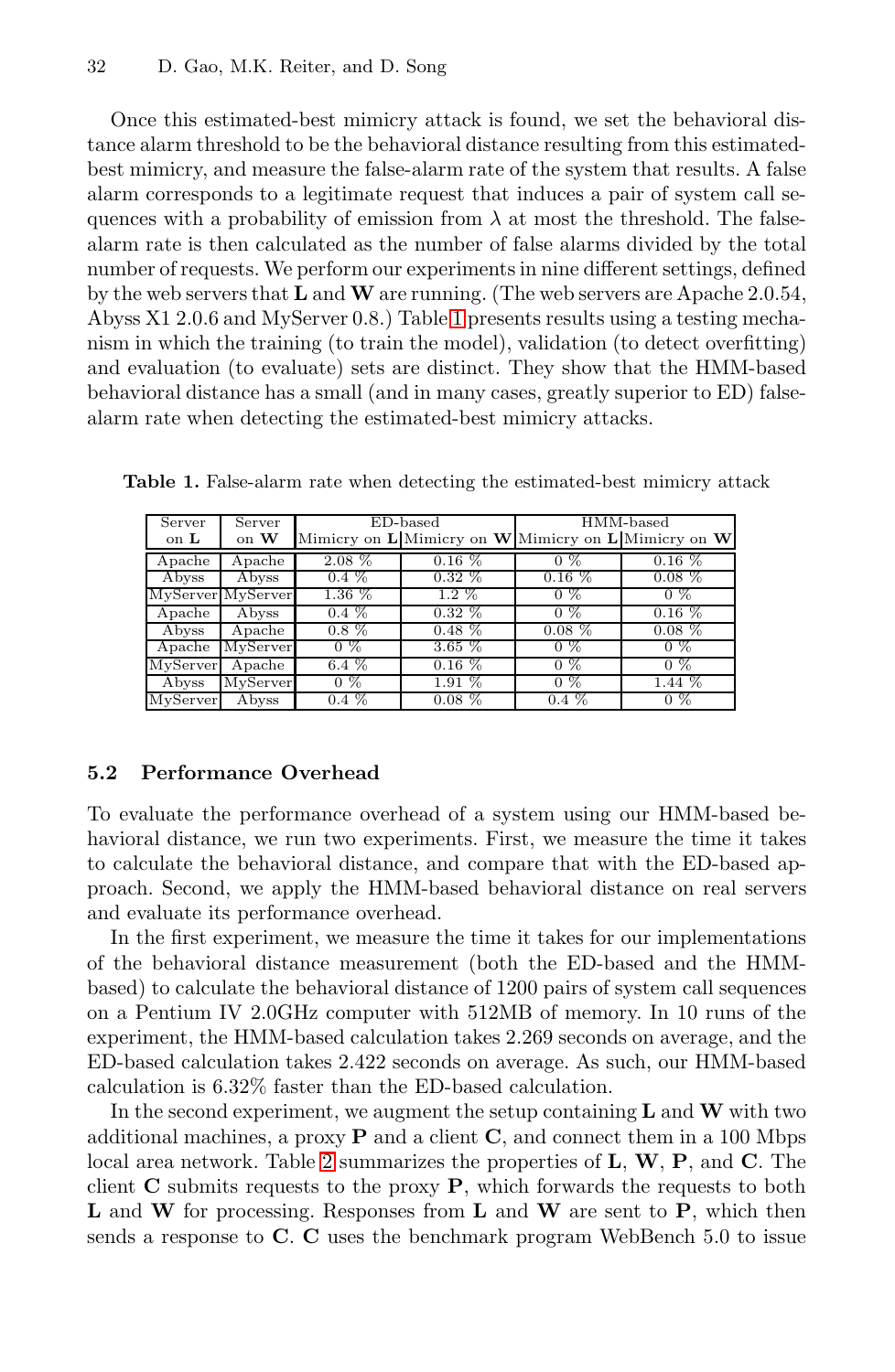Once this estimated-best mimicry attack is found, we set the behavioral distance alarm threshold to be the behavioral distance resulting from this estimated-best mimicry, and measure the false-alarm rate of the system that results. A false alarm corresponds to a legitimate request that induces a pair of system call sequences with a probability of emission from $\lambda$ at most the threshold. The false-alarm rate is then calculated as the number of false alarms divided by the total number of requests. We perform our experiments in nine different settings, defined by the web servers that **L** and **W** are running. (The web servers are Apache 2.0.54, Abyss X1 2.0.6 and MyServer 0.8.) Table 1 presents results using a testing mechanism in which the training (to train the model), validation (to detect overfitting) and evaluation (to evaluate) sets are distinct. They show that the HMM-based behavioral distance has a small (and in many cases, greatly superior to ED) false-alarm rate when detecting the estimated-best mimicry attacks.

**Table 1.** False-alarm rate when detecting the estimated-best mimicry attack

| Server on **L** | Server on **W** | ED-based | | HMM-based | |
|---|---|---|---|---|---|
| | | Mimicry on **L** | Mimicry on **W** | Mimicry on **L** | Mimicry on **W** |
| Apache | Apache | 2.08 % | 0.16 % | 0 % | 0.16 % |
| Abyss | Abyss | 0.4 % | 0.32 % | 0.16 % | 0.08 % |
| MyServer | MyServer | 1.36 % | 1.2 % | 0 % | 0 % |
| Apache | Abyss | 0.4 % | 0.32 % | 0 % | 0.16 % |
| Abyss | Apache | 0.8 % | 0.48 % | 0.08 % | 0.08 % |
| Apache | MyServer | 0 % | 3.65 % | 0 % | 0 % |
| MyServer | Apache | 6.4 % | 0.16 % | 0 % | 0 % |
| Abyss | MyServer | 0 % | 1.91 % | 0 % | 1.44 % |
| MyServer | Abyss | 0.4 % | 0.08 % | 0.4 % | 0 % |

### 5.2 Performance Overhead

To evaluate the performance overhead of a system using our HMM-based behavioral distance, we run two experiments. First, we measure the time it takes to calculate the behavioral distance, and compare that with the ED-based approach. Second, we apply the HMM-based behavioral distance on real servers and evaluate its performance overhead.

In the first experiment, we measure the time it takes for our implementations of the behavioral distance measurement (both the ED-based and the HMM-based) to calculate the behavioral distance of 1200 pairs of system call sequences on a Pentium IV 2.0GHz computer with 512MB of memory. In 10 runs of the experiment, the HMM-based calculation takes 2.269 seconds on average, and the ED-based calculation takes 2.422 seconds on average. As such, our HMM-based calculation is 6.32% faster than the ED-based calculation.

In the second experiment, we augment the setup containing **L** and **W** with two additional machines, a proxy **P** and a client **C**, and connect them in a 100 Mbps local area network. Table 2 summarizes the properties of **L**, **W**, **P**, and **C**. The client **C** submits requests to the proxy **P**, which forwards the requests to both **L** and **W** for processing. Responses from **L** and **W** are sent to **P**, which then sends a response to **C**. **C** uses the benchmark program WebBench 5.0 to issue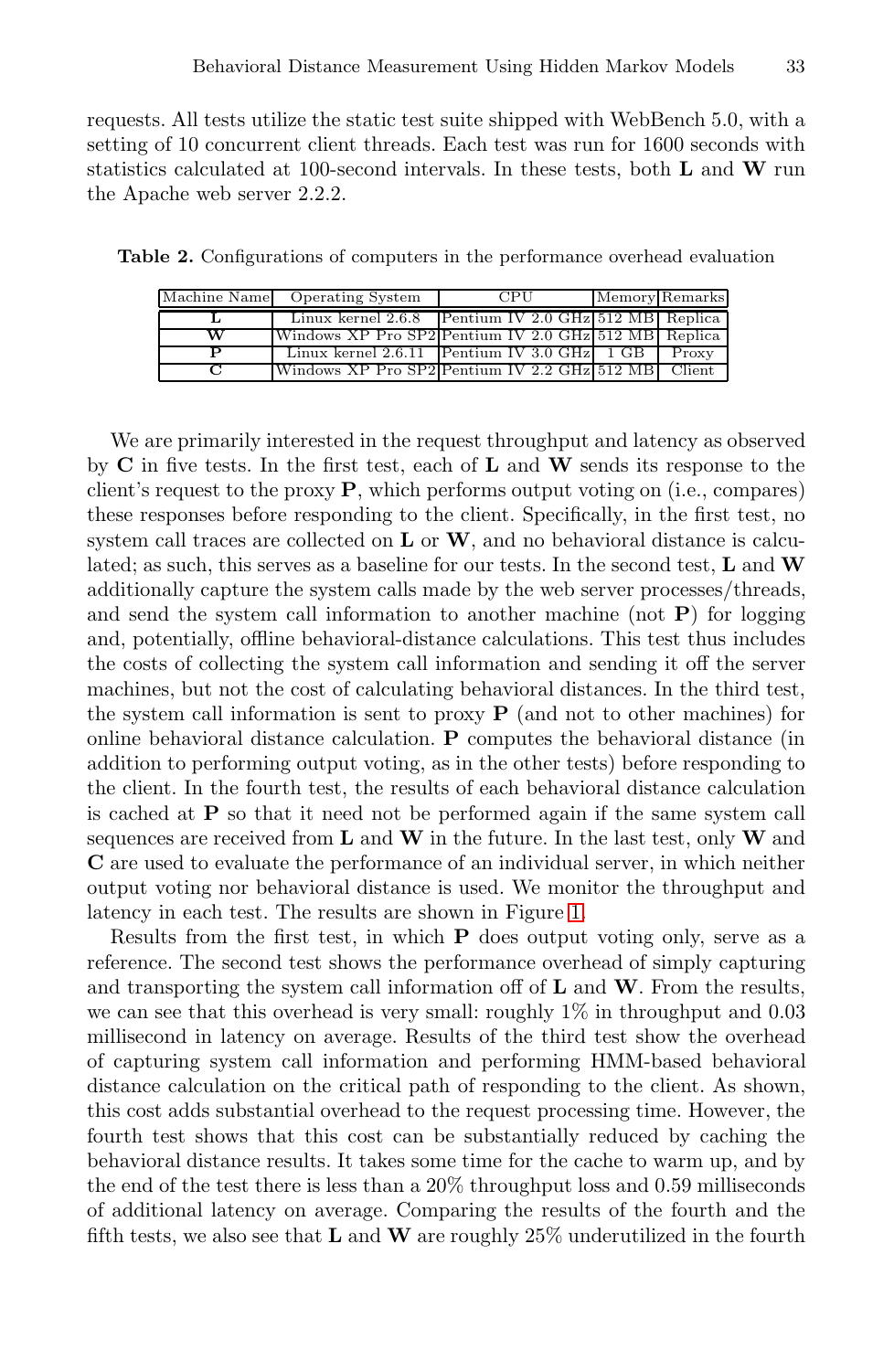requests. All tests utilize the static test suite shipped with WebBench 5.0, with a setting of 10 concurrent client threads. Each test was run for 1600 seconds with statistics calculated at 100-second intervals. In these tests, both **L** and **W** run the Apache web server 2.2.2.

**Table 2.** Configurations of computers in the performance overhead evaluation

| Machine Name | Operating System | CPU | Memory | Remarks |
|---|---|---|---|---|
| **L** | Linux kernel 2.6.8 | Pentium IV 2.0 GHz | 512 MB | Replica |
| **W** | Windows XP Pro SP2 | Pentium IV 2.0 GHz | 512 MB | Replica |
| **P** | Linux kernel 2.6.11 | Pentium IV 3.0 GHz | 1 GB | Proxy |
| **C** | Windows XP Pro SP2 | Pentium IV 2.2 GHz | 512 MB | Client |

We are primarily interested in the request throughput and latency as observed by **C** in five tests. In the first test, each of **L** and **W** sends its response to the client's request to the proxy **P**, which performs output voting on (i.e., compares) these responses before responding to the client. Specifically, in the first test, no system call traces are collected on **L** or **W**, and no behavioral distance is calculated; as such, this serves as a baseline for our tests. In the second test, **L** and **W** additionally capture the system calls made by the web server processes/threads, and send the system call information to another machine (not **P**) for logging and, potentially, offline behavioral-distance calculations. This test thus includes the costs of collecting the system call information and sending it off the server machines, but not the cost of calculating behavioral distances. In the third test, the system call information is sent to proxy **P** (and not to other machines) for online behavioral distance calculation. **P** computes the behavioral distance (in addition to performing output voting, as in the other tests) before responding to the client. In the fourth test, the results of each behavioral distance calculation is cached at **P** so that it need not be performed again if the same system call sequences are received from **L** and **W** in the future. In the last test, only **W** and **C** are used to evaluate the performance of an individual server, in which neither output voting nor behavioral distance is used. We monitor the throughput and latency in each test. The results are shown in Figure 1.

Results from the first test, in which **P** does output voting only, serve as a reference. The second test shows the performance overhead of simply capturing and transporting the system call information off of **L** and **W**. From the results, we can see that this overhead is very small: roughly 1% in throughput and 0.03 millisecond in latency on average. Results of the third test show the overhead of capturing system call information and performing HMM-based behavioral distance calculation on the critical path of responding to the client. As shown, this cost adds substantial overhead to the request processing time. However, the fourth test shows that this cost can be substantially reduced by caching the behavioral distance results. It takes some time for the cache to warm up, and by the end of the test there is less than a 20% throughput loss and 0.59 milliseconds of additional latency on average. Comparing the results of the fourth and the fifth tests, we also see that **L** and **W** are roughly 25% underutilized in the fourth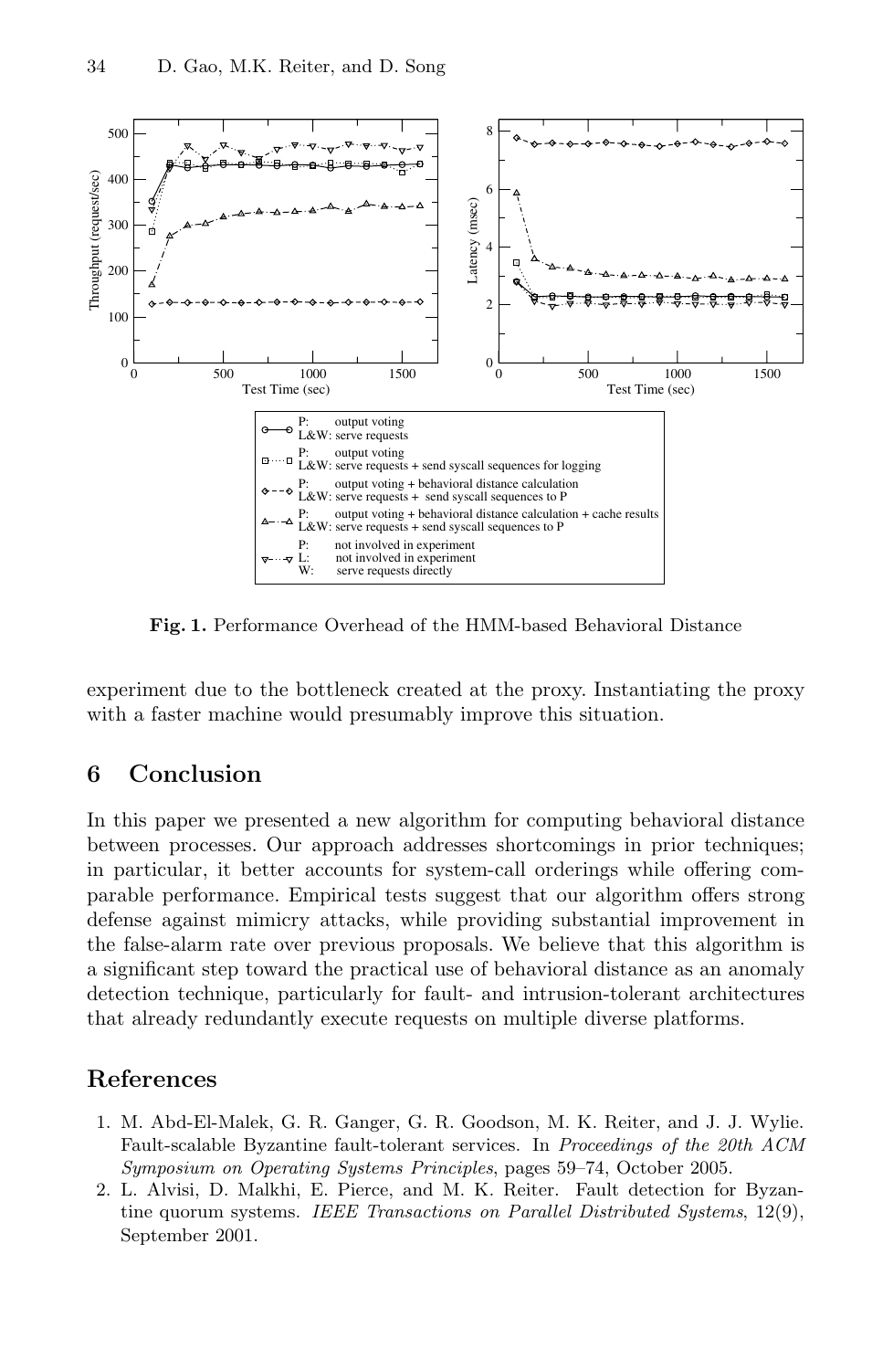**Fig. 1.** Performance Overhead of the HMM-based Behavioral Distance

experiment due to the bottleneck created at the proxy. Instantiating the proxy with a faster machine would presumably improve this situation.

## 6 Conclusion

In this paper we presented a new algorithm for computing behavioral distance between processes. Our approach addresses shortcomings in prior techniques; in particular, it better accounts for system-call orderings while offering comparable performance. Empirical tests suggest that our algorithm offers strong defense against mimicry attacks, while providing substantial improvement in the false-alarm rate over previous proposals. We believe that this algorithm is a significant step toward the practical use of behavioral distance as an anomaly detection technique, particularly for fault- and intrusion-tolerant architectures that already redundantly execute requests on multiple diverse platforms.

## References

1. M. Abd-El-Malek, G. R. Ganger, G. R. Goodson, M. K. Reiter, and J. J. Wylie. Fault-scalable Byzantine fault-tolerant services. In *Proceedings of the 20th ACM Symposium on Operating Systems Principles*, pages 59–74, October 2005.
2. L. Alvisi, D. Malkhi, E. Pierce, and M. K. Reiter. Fault detection for Byzantine quorum systems. *IEEE Transactions on Parallel Distributed Systems*, 12(9), September 2001.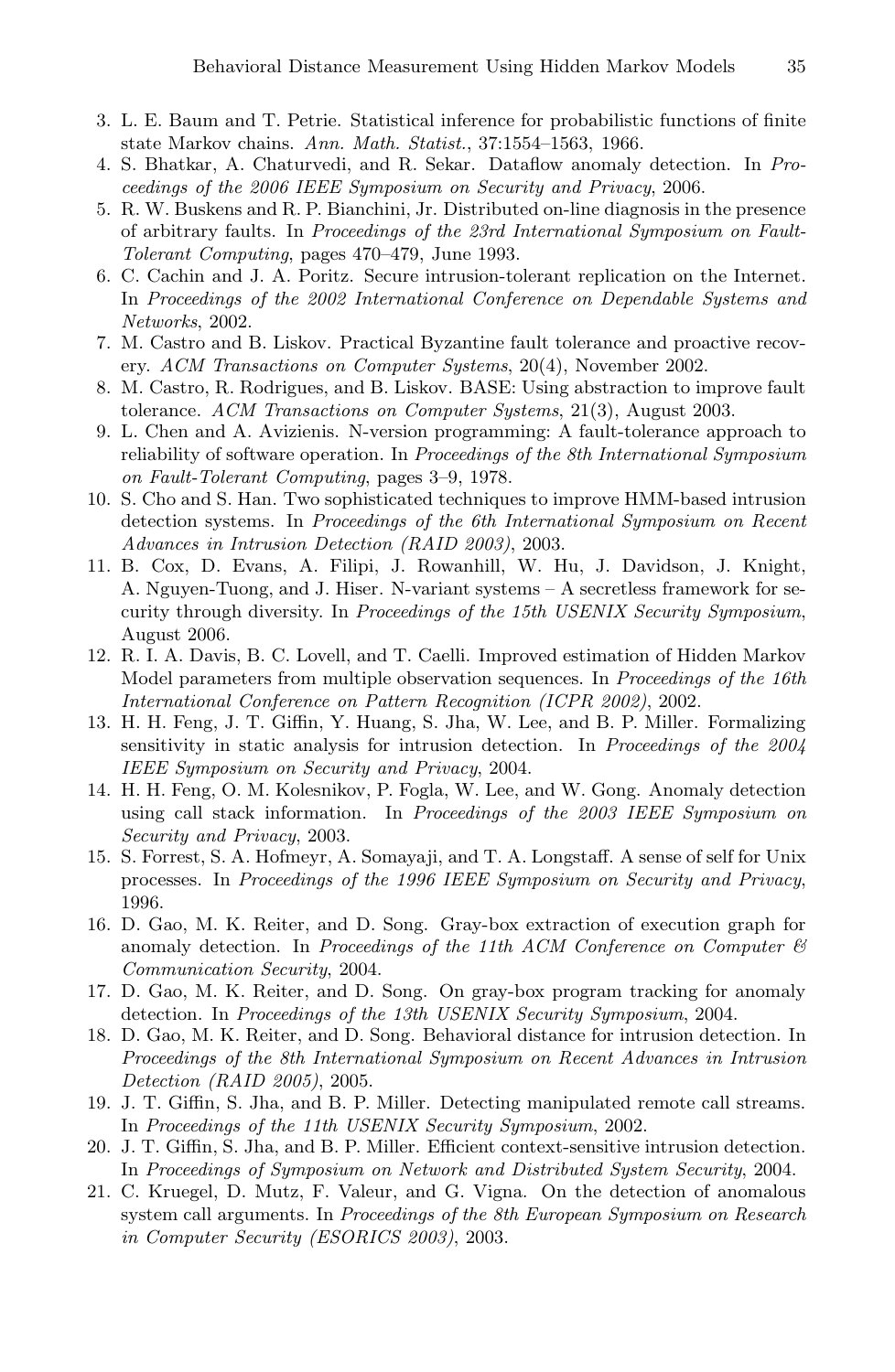3. L. E. Baum and T. Petrie. Statistical inference for probabilistic functions of finite state Markov chains. *Ann. Math. Statist.*, 37:1554–1563, 1966.
4. S. Bhatkar, A. Chaturvedi, and R. Sekar. Dataflow anomaly detection. In *Proceedings of the 2006 IEEE Symposium on Security and Privacy*, 2006.
5. R. W. Buskens and R. P. Bianchini, Jr. Distributed on-line diagnosis in the presence of arbitrary faults. In *Proceedings of the 23rd International Symposium on Fault-Tolerant Computing*, pages 470–479, June 1993.
6. C. Cachin and J. A. Poritz. Secure intrusion-tolerant replication on the Internet. In *Proceedings of the 2002 International Conference on Dependable Systems and Networks*, 2002.
7. M. Castro and B. Liskov. Practical Byzantine fault tolerance and proactive recovery. *ACM Transactions on Computer Systems*, 20(4), November 2002.
8. M. Castro, R. Rodrigues, and B. Liskov. BASE: Using abstraction to improve fault tolerance. *ACM Transactions on Computer Systems*, 21(3), August 2003.
9. L. Chen and A. Avizienis. N-version programming: A fault-tolerance approach to reliability of software operation. In *Proceedings of the 8th International Symposium on Fault-Tolerant Computing*, pages 3–9, 1978.
10. S. Cho and S. Han. Two sophisticated techniques to improve HMM-based intrusion detection systems. In *Proceedings of the 6th International Symposium on Recent Advances in Intrusion Detection (RAID 2003)*, 2003.
11. B. Cox, D. Evans, A. Filipi, J. Rowanhill, W. Hu, J. Davidson, J. Knight, A. Nguyen-Tuong, and J. Hiser. N-variant systems – A secretless framework for security through diversity. In *Proceedings of the 15th USENIX Security Symposium*, August 2006.
12. R. I. A. Davis, B. C. Lovell, and T. Caelli. Improved estimation of Hidden Markov Model parameters from multiple observation sequences. In *Proceedings of the 16th International Conference on Pattern Recognition (ICPR 2002)*, 2002.
13. H. H. Feng, J. T. Giffin, Y. Huang, S. Jha, W. Lee, and B. P. Miller. Formalizing sensitivity in static analysis for intrusion detection. In *Proceedings of the 2004 IEEE Symposium on Security and Privacy*, 2004.
14. H. H. Feng, O. M. Kolesnikov, P. Fogla, W. Lee, and W. Gong. Anomaly detection using call stack information. In *Proceedings of the 2003 IEEE Symposium on Security and Privacy*, 2003.
15. S. Forrest, S. A. Hofmeyr, A. Somayaji, and T. A. Longstaff. A sense of self for Unix processes. In *Proceedings of the 1996 IEEE Symposium on Security and Privacy*, 1996.
16. D. Gao, M. K. Reiter, and D. Song. Gray-box extraction of execution graph for anomaly detection. In *Proceedings of the 11th ACM Conference on Computer & Communication Security*, 2004.
17. D. Gao, M. K. Reiter, and D. Song. On gray-box program tracking for anomaly detection. In *Proceedings of the 13th USENIX Security Symposium*, 2004.
18. D. Gao, M. K. Reiter, and D. Song. Behavioral distance for intrusion detection. In *Proceedings of the 8th International Symposium on Recent Advances in Intrusion Detection (RAID 2005)*, 2005.
19. J. T. Giffin, S. Jha, and B. P. Miller. Detecting manipulated remote call streams. In *Proceedings of the 11th USENIX Security Symposium*, 2002.
20. J. T. Giffin, S. Jha, and B. P. Miller. Efficient context-sensitive intrusion detection. In *Proceedings of Symposium on Network and Distributed System Security*, 2004.
21. C. Kruegel, D. Mutz, F. Valeur, and G. Vigna. On the detection of anomalous system call arguments. In *Proceedings of the 8th European Symposium on Research in Computer Security (ESORICS 2003)*, 2003.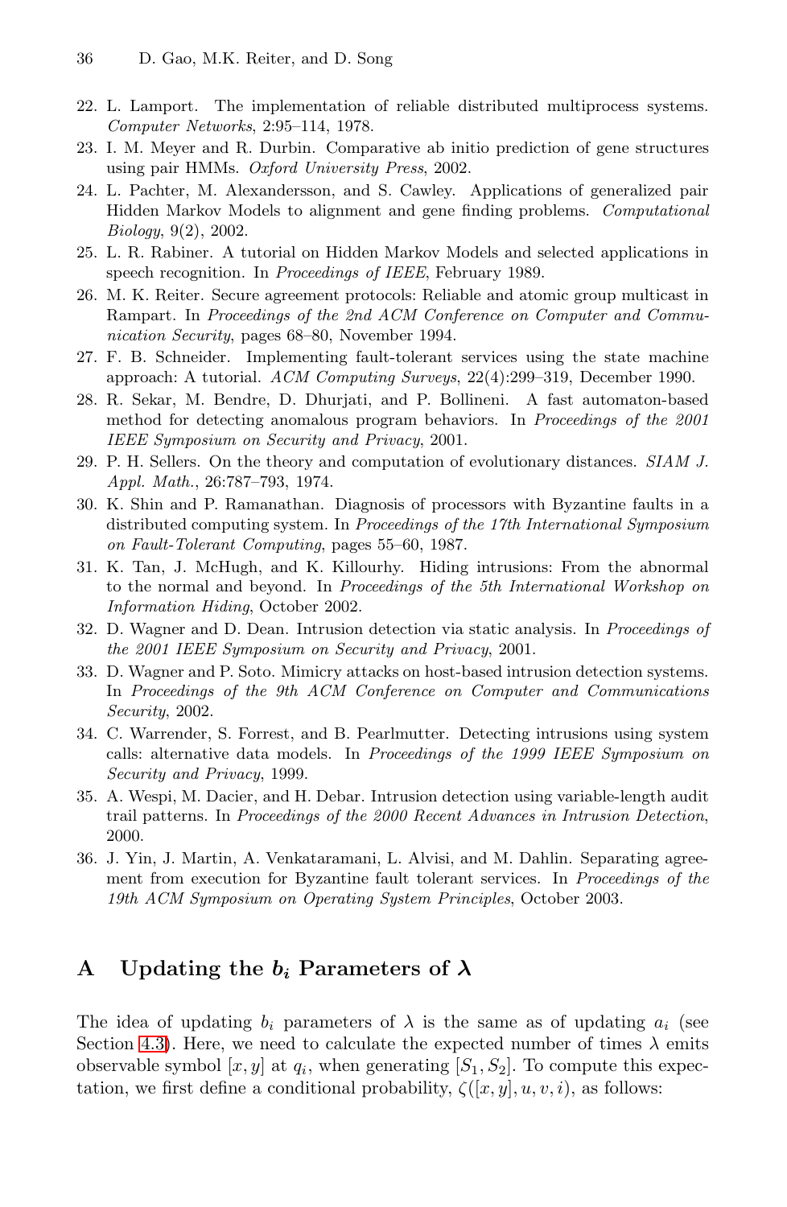22. L. Lamport. The implementation of reliable distributed multiprocess systems. *Computer Networks*, 2:95–114, 1978.
23. I. M. Meyer and R. Durbin. Comparative ab initio prediction of gene structures using pair HMMs. *Oxford University Press*, 2002.
24. L. Pachter, M. Alexandersson, and S. Cawley. Applications of generalized pair Hidden Markov Models to alignment and gene finding problems. *Computational Biology*, 9(2), 2002.
25. L. R. Rabiner. A tutorial on Hidden Markov Models and selected applications in speech recognition. In *Proceedings of IEEE*, February 1989.
26. M. K. Reiter. Secure agreement protocols: Reliable and atomic group multicast in Rampart. In *Proceedings of the 2nd ACM Conference on Computer and Communication Security*, pages 68–80, November 1994.
27. F. B. Schneider. Implementing fault-tolerant services using the state machine approach: A tutorial. *ACM Computing Surveys*, 22(4):299–319, December 1990.
28. R. Sekar, M. Bendre, D. Dhurjati, and P. Bollineni. A fast automaton-based method for detecting anomalous program behaviors. In *Proceedings of the 2001 IEEE Symposium on Security and Privacy*, 2001.
29. P. H. Sellers. On the theory and computation of evolutionary distances. *SIAM J. Appl. Math.*, 26:787–793, 1974.
30. K. Shin and P. Ramanathan. Diagnosis of processors with Byzantine faults in a distributed computing system. In *Proceedings of the 17th International Symposium on Fault-Tolerant Computing*, pages 55–60, 1987.
31. K. Tan, J. McHugh, and K. Killourhy. Hiding intrusions: From the abnormal to the normal and beyond. In *Proceedings of the 5th International Workshop on Information Hiding*, October 2002.
32. D. Wagner and D. Dean. Intrusion detection via static analysis. In *Proceedings of the 2001 IEEE Symposium on Security and Privacy*, 2001.
33. D. Wagner and P. Soto. Mimicry attacks on host-based intrusion detection systems. In *Proceedings of the 9th ACM Conference on Computer and Communications Security*, 2002.
34. C. Warrender, S. Forrest, and B. Pearlmutter. Detecting intrusions using system calls: alternative data models. In *Proceedings of the 1999 IEEE Symposium on Security and Privacy*, 1999.
35. A. Wespi, M. Dacier, and H. Debar. Intrusion detection using variable-length audit trail patterns. In *Proceedings of the 2000 Recent Advances in Intrusion Detection*, 2000.
36. J. Yin, J. Martin, A. Venkataramani, L. Alvisi, and M. Dahlin. Separating agreement from execution for Byzantine fault tolerant services. In *Proceedings of the 19th ACM Symposium on Operating System Principles*, October 2003.

# A Updating the $b_i$ Parameters of $\lambda$

The idea of updating $b_i$ parameters of $\lambda$ is the same as of updating $a_i$ (see Section 4.3). Here, we need to calculate the expected number of times $\lambda$ emits observable symbol $[x, y]$ at $q_i$, when generating $[S_1, S_2]$. To compute this expectation, we first define a conditional probability, $\zeta([x, y], u, v, i)$, as follows: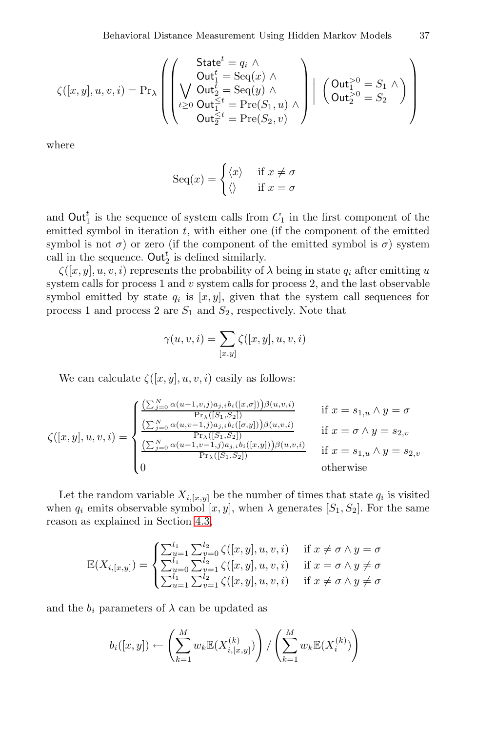$$\zeta([x,y],u,v,i) = \Pr_\lambda\left(\left(\bigvee_{t\geq 0}\begin{array}{l}\mathsf{State}^t = q_i \wedge \\ \mathsf{Out}_1^t = \mathrm{Seq}(x) \wedge \\ \mathsf{Out}_2^t = \mathrm{Seq}(y) \wedge \\ \mathsf{Out}_1^{<t} = \mathrm{Pre}(S_1,u) \wedge \\ \mathsf{Out}_2^{<t} = \mathrm{Pre}(S_2,v)\end{array}\right) \,\middle|\, \left(\begin{array}{l}\mathsf{Out}_1^{>0} = S_1 \wedge \\ \mathsf{Out}_2^{>0} = S_2\end{array}\right)\right)$$

where

$$\mathrm{Seq}(x) = \begin{cases}\langle x\rangle & \text{if } x \neq \sigma \\ \langle\rangle & \text{if } x = \sigma\end{cases}$$

and $\mathsf{Out}_1^t$ is the sequence of system calls from $C_1$ in the first component of the emitted symbol in iteration $t$, with either one (if the component of the emitted symbol is not $\sigma$) or zero (if the component of the emitted symbol is $\sigma$) system call in the sequence. $\mathsf{Out}_2^t$ is defined similarly.

$\zeta([x,y],u,v,i)$ represents the probability of $\lambda$ being in state $q_i$ after emitting $u$ system calls for process 1 and $v$ system calls for process 2, and the last observable symbol emitted by state $q_i$ is $[x,y]$, given that the system call sequences for process 1 and process 2 are $S_1$ and $S_2$, respectively. Note that

$$\gamma(u,v,i) = \sum_{[x,y]} \zeta([x,y],u,v,i)$$

We can calculate $\zeta([x,y],u,v,i)$ easily as follows:

$$\zeta([x,y],u,v,i) = \begin{cases}\frac{\left(\sum_{j=0}^{N}\alpha(u-1,v,j)a_{j,i}b_i([x,\sigma])\right)\beta(u,v,i)}{\Pr_\lambda([S_1,S_2])} & \text{if } x = s_{1,u} \wedge y = \sigma \\ \frac{\left(\sum_{j=0}^{N}\alpha(u,v-1,j)a_{j,i}b_i([\sigma,y])\right)\beta(u,v,i)}{\Pr_\lambda([S_1,S_2])} & \text{if } x = \sigma \wedge y = s_{2,v} \\ \frac{\left(\sum_{j=0}^{N}\alpha(u-1,v-1,j)a_{j,i}b_i([x,y])\right)\beta(u,v,i)}{\Pr_\lambda([S_1,S_2])} & \text{if } x = s_{1,u} \wedge y = s_{2,v} \\ 0 & \text{otherwise}\end{cases}$$

Let the random variable $X_{i,[x,y]}$ be the number of times that state $q_i$ is visited when $q_i$ emits observable symbol $[x,y]$, when $\lambda$ generates $[S_1,S_2]$. For the same reason as explained in Section 4.3,

$$\mathbb{E}(X_{i,[x,y]}) = \begin{cases}\sum_{u=1}^{l_1}\sum_{v=0}^{l_2}\zeta([x,y],u,v,i) & \text{if } x \neq \sigma \wedge y = \sigma \\ \sum_{u=0}^{l_1}\sum_{v=1}^{l_2}\zeta([x,y],u,v,i) & \text{if } x = \sigma \wedge y \neq \sigma \\ \sum_{u=1}^{l_1}\sum_{v=1}^{l_2}\zeta([x,y],u,v,i) & \text{if } x \neq \sigma \wedge y \neq \sigma\end{cases}$$

and the $b_i$ parameters of $\lambda$ can be updated as

$$b_i([x,y]) \leftarrow \left(\sum_{k=1}^{M} w_k \mathbb{E}(X_{i,[x,y]}^{(k)})\right) / \left(\sum_{k=1}^{M} w_k \mathbb{E}(X_i^{(k)})\right)$$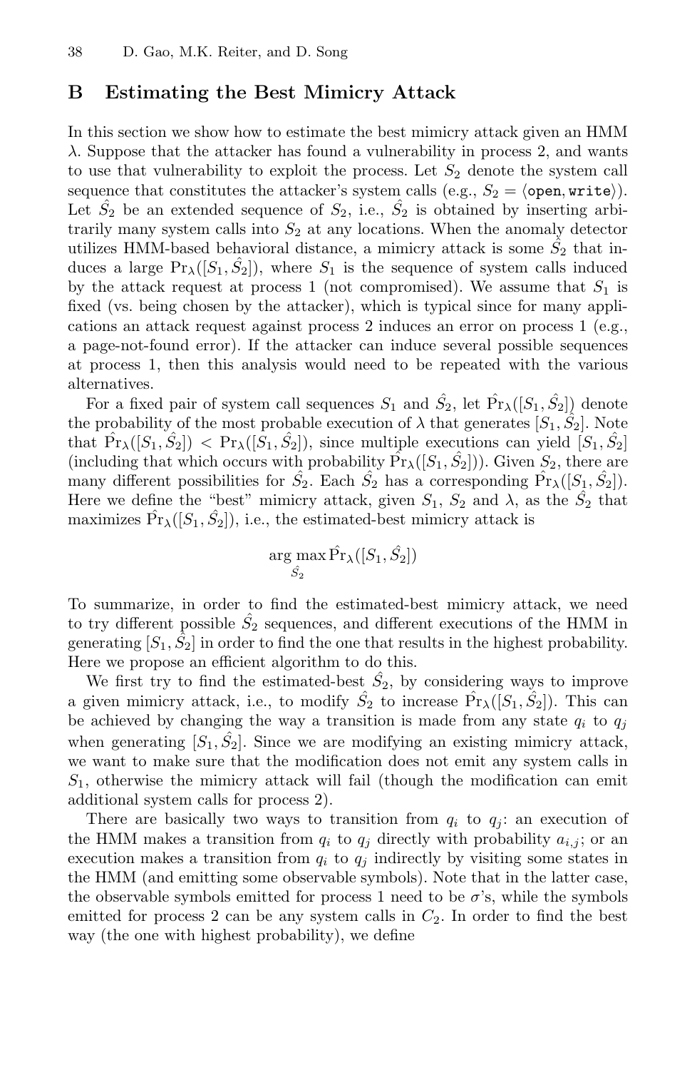## B Estimating the Best Mimicry Attack

In this section we show how to estimate the best mimicry attack given an HMM $\lambda$. Suppose that the attacker has found a vulnerability in process 2, and wants to use that vulnerability to exploit the process. Let $S_2$ denote the system call sequence that constitutes the attacker's system calls (e.g., $S_2 = \langle \texttt{open}, \texttt{write} \rangle$). Let $\hat{S}_2$ be an extended sequence of $S_2$, i.e., $\hat{S}_2$ is obtained by inserting arbitrarily many system calls into $S_2$ at any locations. When the anomaly detector utilizes HMM-based behavioral distance, a mimicry attack is some $\hat{S}_2$ that induces a large $\Pr_\lambda([S_1, \hat{S}_2])$, where $S_1$ is the sequence of system calls induced by the attack request at process 1 (not compromised). We assume that $S_1$ is fixed (vs. being chosen by the attacker), which is typical since for many applications an attack request against process 2 induces an error on process 1 (e.g., a page-not-found error). If the attacker can induce several possible sequences at process 1, then this analysis would need to be repeated with the various alternatives.

For a fixed pair of system call sequences $S_1$ and $\hat{S}_2$, let $\hat{\Pr}_\lambda([S_1, \hat{S}_2])$ denote the probability of the most probable execution of $\lambda$ that generates $[S_1, \hat{S}_2]$. Note that $\hat{\Pr}_\lambda([S_1, \hat{S}_2]) < \Pr_\lambda([S_1, \hat{S}_2])$, since multiple executions can yield $[S_1, \hat{S}_2]$ (including that which occurs with probability $\hat{\Pr}_\lambda([S_1, \hat{S}_2])$). Given $S_2$, there are many different possibilities for $\hat{S}_2$. Each $\hat{S}_2$ has a corresponding $\hat{\Pr}_\lambda([S_1, \hat{S}_2])$. Here we define the "best" mimicry attack, given $S_1$, $S_2$ and $\lambda$, as the $\hat{S}_2$ that maximizes $\hat{\Pr}_\lambda([S_1, \hat{S}_2])$, i.e., the estimated-best mimicry attack is

$$\arg\max_{\hat{S}_2} \hat{\Pr}_\lambda([S_1, \hat{S}_2])$$

To summarize, in order to find the estimated-best mimicry attack, we need to try different possible $\hat{S}_2$ sequences, and different executions of the HMM in generating $[S_1, \hat{S}_2]$ in order to find the one that results in the highest probability. Here we propose an efficient algorithm to do this.

We first try to find the estimated-best $\hat{S}_2$, by considering ways to improve a given mimicry attack, i.e., to modify $\hat{S}_2$ to increase $\hat{\Pr}_\lambda([S_1, \hat{S}_2])$. This can be achieved by changing the way a transition is made from any state $q_i$ to $q_j$ when generating $[S_1, \hat{S}_2]$. Since we are modifying an existing mimicry attack, we want to make sure that the modification does not emit any system calls in $S_1$, otherwise the mimicry attack will fail (though the modification can emit additional system calls for process 2).

There are basically two ways to transition from $q_i$ to $q_j$: an execution of the HMM makes a transition from $q_i$ to $q_j$ directly with probability $a_{i,j}$; or an execution makes a transition from $q_i$ to $q_j$ indirectly by visiting some states in the HMM (and emitting some observable symbols). Note that in the latter case, the observable symbols emitted for process 1 need to be $\sigma$'s, while the symbols emitted for process 2 can be any system calls in $C_2$. In order to find the best way (the one with highest probability), we define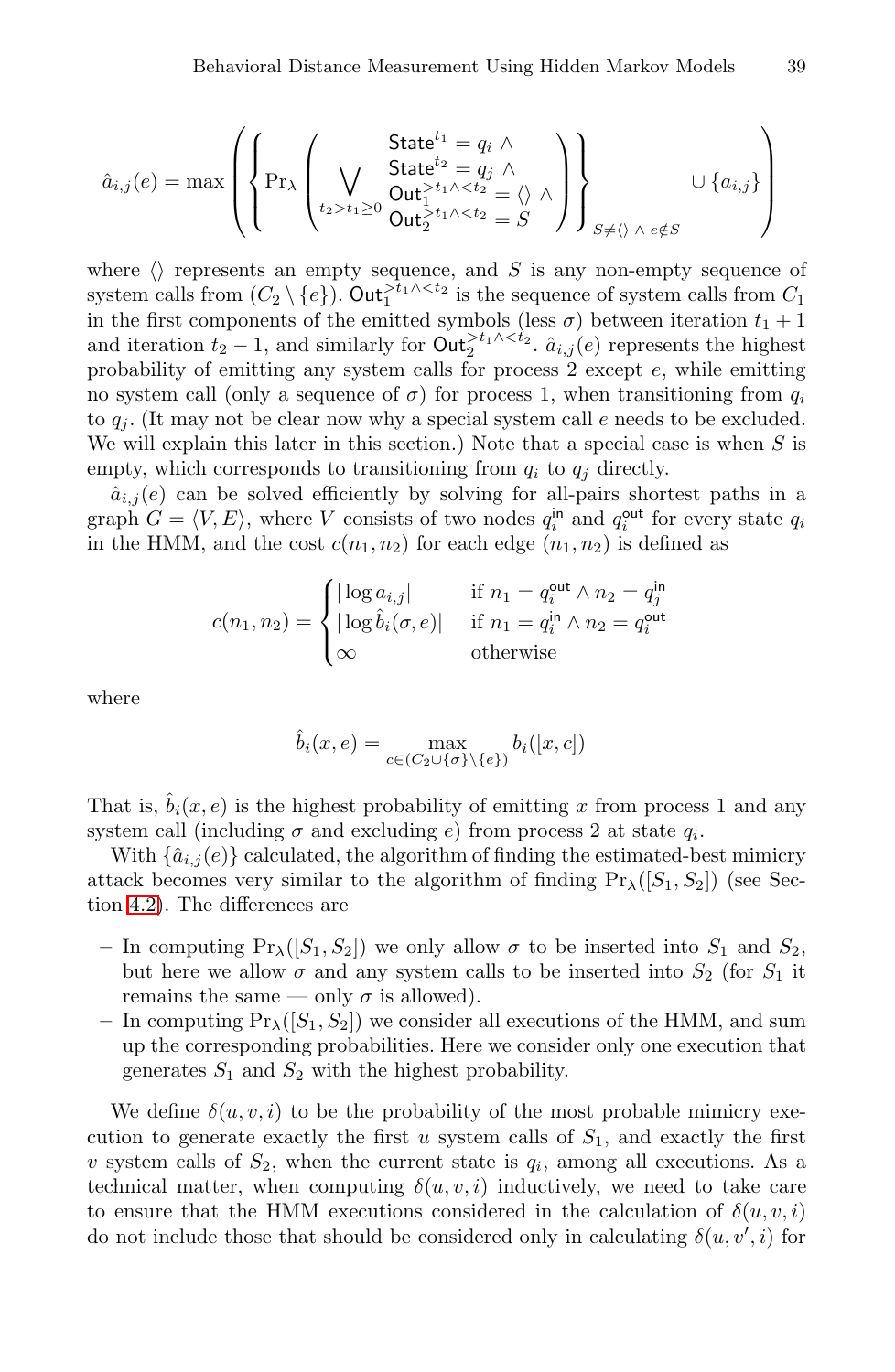$$\hat{a}_{i,j}(e) = \max\left(\left\{\Pr_\lambda\left(\bigvee_{t_2 > t_1 \geq 0} \begin{array}{c} \mathsf{State}^{t_1} = q_i \;\wedge \\ \mathsf{State}^{t_2} = q_j \;\wedge \\ \mathsf{Out}_1^{>t_1 \wedge <t_2} = \langle\rangle \;\wedge \\ \mathsf{Out}_2^{>t_1 \wedge <t_2} = S \end{array}\right)\right\}_{S \neq \langle\rangle \;\wedge\; e \notin S} \cup \{a_{i,j}\}\right)$$

where $\langle\rangle$ represents an empty sequence, and $S$ is any non-empty sequence of system calls from $(C_2 \setminus \{e\})$. $\mathsf{Out}_1^{>t_1 \wedge <t_2}$ is the sequence of system calls from $C_1$ in the first components of the emitted symbols (less $\sigma$) between iteration $t_1 + 1$ and iteration $t_2 - 1$, and similarly for $\mathsf{Out}_2^{>t_1 \wedge <t_2}$. $\hat{a}_{i,j}(e)$ represents the highest probability of emitting any system calls for process 2 except $e$, while emitting no system call (only a sequence of $\sigma$) for process 1, when transitioning from $q_i$ to $q_j$. (It may not be clear now why a special system call $e$ needs to be excluded. We will explain this later in this section.) Note that a special case is when $S$ is empty, which corresponds to transitioning from $q_i$ to $q_j$ directly.

$\hat{a}_{i,j}(e)$ can be solved efficiently by solving for all-pairs shortest paths in a graph $G = \langle V, E\rangle$, where $V$ consists of two nodes $q_i^{\mathsf{in}}$ and $q_i^{\mathsf{out}}$ for every state $q_i$ in the HMM, and the cost $c(n_1, n_2)$ for each edge $(n_1, n_2)$ is defined as

$$c(n_1, n_2) = \begin{cases} |\log a_{i,j}| & \text{if } n_1 = q_i^{\mathsf{out}} \wedge n_2 = q_j^{\mathsf{in}} \\ |\log \hat{b}_i(\sigma, e)| & \text{if } n_1 = q_i^{\mathsf{in}} \wedge n_2 = q_i^{\mathsf{out}} \\ \infty & \text{otherwise} \end{cases}$$

where

$$\hat{b}_i(x, e) = \max_{c \in (C_2 \cup \{\sigma\} \setminus \{e\})} b_i([x, c])$$

That is, $\hat{b}_i(x, e)$ is the highest probability of emitting $x$ from process 1 and any system call (including $\sigma$ and excluding $e$) from process 2 at state $q_i$.

With $\{\hat{a}_{i,j}(e)\}$ calculated, the algorithm of finding the estimated-best mimicry attack becomes very similar to the algorithm of finding $\Pr_\lambda([S_1, S_2])$ (see Section 4.2). The differences are

- In computing $\Pr_\lambda([S_1, S_2])$ we only allow $\sigma$ to be inserted into $S_1$ and $S_2$, but here we allow $\sigma$ and any system calls to be inserted into $S_2$ (for $S_1$ it remains the same — only $\sigma$ is allowed).
- In computing $\Pr_\lambda([S_1, S_2])$ we consider all executions of the HMM, and sum up the corresponding probabilities. Here we consider only one execution that generates $S_1$ and $S_2$ with the highest probability.

We define $\delta(u, v, i)$ to be the probability of the most probable mimicry execution to generate exactly the first $u$ system calls of $S_1$, and exactly the first $v$ system calls of $S_2$, when the current state is $q_i$, among all executions. As a technical matter, when computing $\delta(u, v, i)$ inductively, we need to take care to ensure that the HMM executions considered in the calculation of $\delta(u, v, i)$ do not include those that should be considered only in calculating $\delta(u, v', i)$ for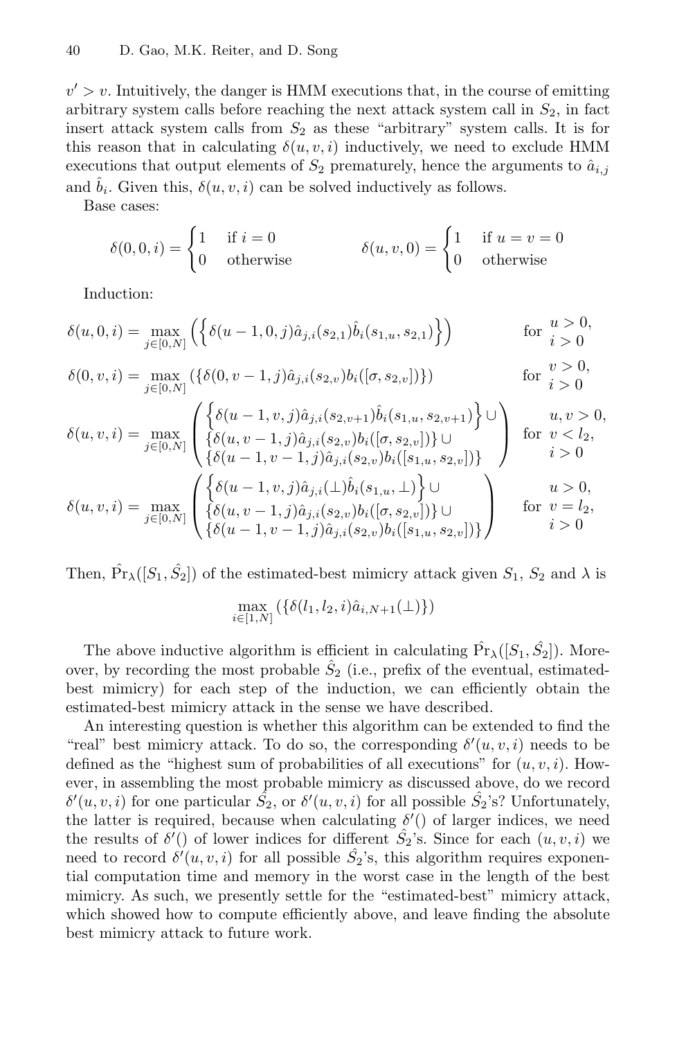$v' > v$. Intuitively, the danger is HMM executions that, in the course of emitting arbitrary system calls before reaching the next attack system call in $S_2$, in fact insert attack system calls from $S_2$ as these "arbitrary" system calls. It is for this reason that in calculating $\delta(u, v, i)$ inductively, we need to exclude HMM executions that output elements of $S_2$ prematurely, hence the arguments to $\hat{a}_{i,j}$ and $\hat{b}_i$. Given this, $\delta(u, v, i)$ can be solved inductively as follows.

Base cases:

$$\delta(0, 0, i) = \begin{cases} 1 & \text{if } i = 0 \\ 0 & \text{otherwise} \end{cases} \qquad \delta(u, v, 0) = \begin{cases} 1 & \text{if } u = v = 0 \\ 0 & \text{otherwise} \end{cases}$$

Induction:

$$\delta(u, 0, i) = \max_{j \in [0,N]} \left( \left\{ \delta(u-1, 0, j) \hat{a}_{j,i}(s_{2,1}) \hat{b}_i(s_{1,u}, s_{2,1}) \right\} \right) \qquad \text{for } \begin{array}{l} u > 0, \\ i > 0 \end{array}$$

$$\delta(0, v, i) = \max_{j \in [0,N]} \left( \{ \delta(0, v-1, j) \hat{a}_{j,i}(s_{2,v}) b_i([\sigma, s_{2,v}]) \} \right) \qquad \text{for } \begin{array}{l} v > 0, \\ i > 0 \end{array}$$

$$\delta(u, v, i) = \max_{j \in [0,N]} \begin{pmatrix} \left\{ \delta(u-1, v, j) \hat{a}_{j,i}(s_{2,v+1}) \hat{b}_i(s_{1,u}, s_{2,v+1}) \right\} \cup \\ \{ \delta(u, v-1, j) \hat{a}_{j,i}(s_{2,v}) b_i([\sigma, s_{2,v}]) \} \cup \\ \{ \delta(u-1, v-1, j) \hat{a}_{j,i}(s_{2,v}) b_i([s_{1,u}, s_{2,v}]) \} \end{pmatrix} \qquad \text{for } \begin{array}{l} u, v > 0, \\ v < l_2, \\ i > 0 \end{array}$$

$$\delta(u, v, i) = \max_{j \in [0,N]} \begin{pmatrix} \left\{ \delta(u-1, v, j) \hat{a}_{j,i}(\perp) \hat{b}_i(s_{1,u}, \perp) \right\} \cup \\ \{ \delta(u, v-1, j) \hat{a}_{j,i}(s_{2,v}) b_i([\sigma, s_{2,v}]) \} \cup \\ \{ \delta(u-1, v-1, j) \hat{a}_{j,i}(s_{2,v}) b_i([s_{1,u}, s_{2,v}]) \} \end{pmatrix} \qquad \text{for } \begin{array}{l} u > 0, \\ v = l_2, \\ i > 0 \end{array}$$

Then, $\hat{\Pr}_\lambda([S_1, \hat{S_2}])$ of the estimated-best mimicry attack given $S_1$, $S_2$ and $\lambda$ is

$$\max_{i \in [1,N]} \left( \{ \delta(l_1, l_2, i) \hat{a}_{i,N+1}(\perp) \} \right)$$

The above inductive algorithm is efficient in calculating $\hat{\Pr}_\lambda([S_1, \hat{S_2}])$. Moreover, by recording the most probable $\hat{S_2}$ (i.e., prefix of the eventual, estimated-best mimicry) for each step of the induction, we can efficiently obtain the estimated-best mimicry attack in the sense we have described.

An interesting question is whether this algorithm can be extended to find the "real" best mimicry attack. To do so, the corresponding $\delta'(u, v, i)$ needs to be defined as the "highest sum of probabilities of all executions" for $(u, v, i)$. However, in assembling the most probable mimicry as discussed above, do we record $\delta'(u, v, i)$ for one particular $\hat{S_2}$, or $\delta'(u, v, i)$ for all possible $\hat{S_2}$'s? Unfortunately, the latter is required, because when calculating $\delta'()$ of larger indices, we need the results of $\delta'()$ of lower indices for different $\hat{S_2}$'s. Since for each $(u, v, i)$ we need to record $\delta'(u, v, i)$ for all possible $\hat{S_2}$'s, this algorithm requires exponential computation time and memory in the worst case in the length of the best mimicry. As such, we presently settle for the "estimated-best" mimicry attack, which showed how to compute efficiently above, and leave finding the absolute best mimicry attack to future work.